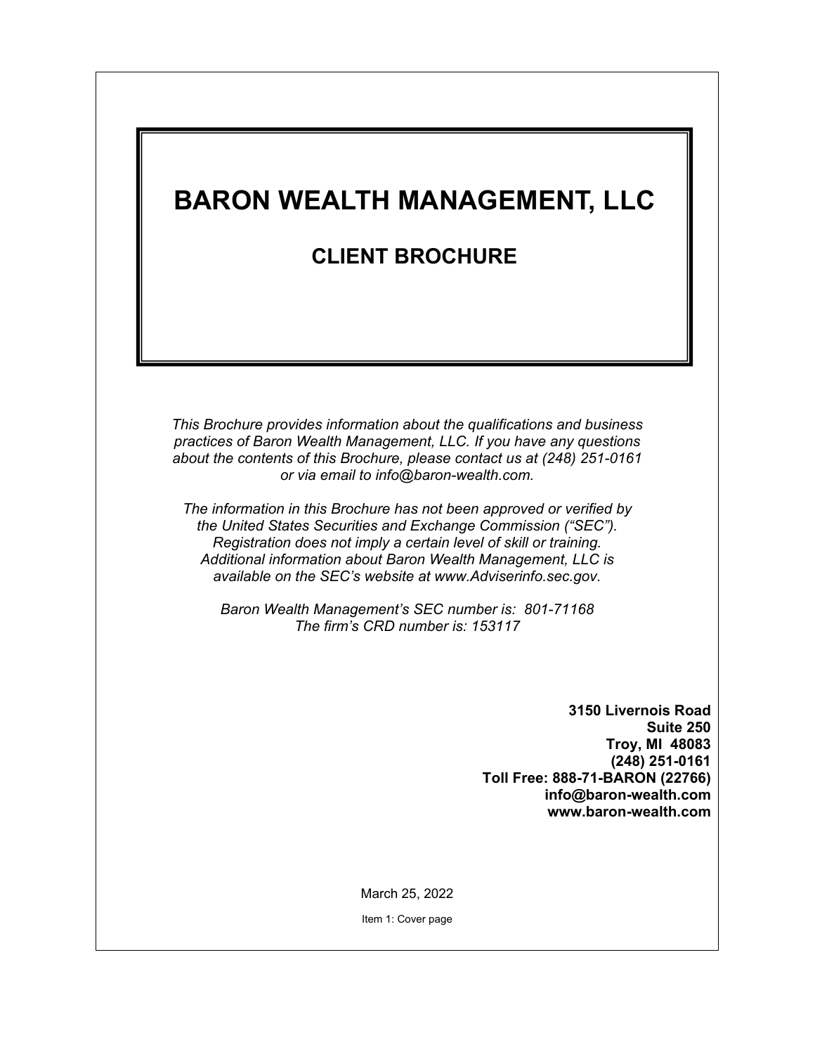# BARON WEALTH MANAGEMENT, LLC

## CLIENT BROCHURE

*This Brochure provides information about the qualifications and business practices of Baron Wealth Management, LLC. If you have any questions about the contents of this Brochure, please contact us at (248) 251-0161 or via email to info@baron-wealth.com.*

*The information in this Brochure has not been approved or verified by the United States Securities and Exchange Commission ("SEC"). Registration does not imply a certain level of skill or training. Additional information about Baron Wealth Management, LLC is available on the SEC's website at www.Adviserinfo.sec.gov.*

*Baron Wealth Management's SEC number is: 801-71168*
*The firm's CRD number is: 153117*

**3150 Livernois Road**
**Suite 250**
**Troy, MI 48083**
**(248) 251-0161**
**Toll Free: 888-71-BARON (22766)**
**info@baron-wealth.com**
**www.baron-wealth.com**

March 25, 2022

Item 1: Cover page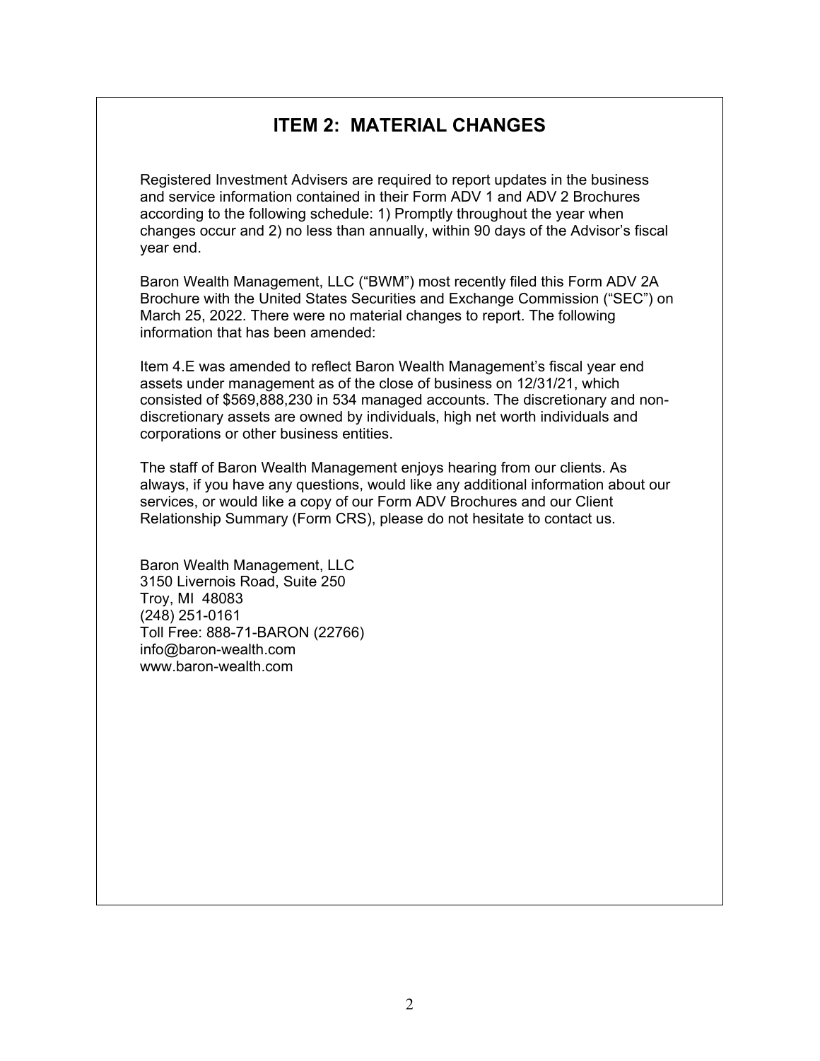# ITEM 2: MATERIAL CHANGES

Registered Investment Advisers are required to report updates in the business and service information contained in their Form ADV 1 and ADV 2 Brochures according to the following schedule: 1) Promptly throughout the year when changes occur and 2) no less than annually, within 90 days of the Advisor's fiscal year end.

Baron Wealth Management, LLC ("BWM") most recently filed this Form ADV 2A Brochure with the United States Securities and Exchange Commission ("SEC") on March 25, 2022. There were no material changes to report. The following information that has been amended:

Item 4.E was amended to reflect Baron Wealth Management's fiscal year end assets under management as of the close of business on 12/31/21, which consisted of $569,888,230 in 534 managed accounts. The discretionary and non-discretionary assets are owned by individuals, high net worth individuals and corporations or other business entities.

The staff of Baron Wealth Management enjoys hearing from our clients. As always, if you have any questions, would like any additional information about our services, or would like a copy of our Form ADV Brochures and our Client Relationship Summary (Form CRS), please do not hesitate to contact us.

Baron Wealth Management, LLC
3150 Livernois Road, Suite 250
Troy, MI 48083
(248) 251-0161
Toll Free: 888-71-BARON (22766)
info@baron-wealth.com
www.baron-wealth.com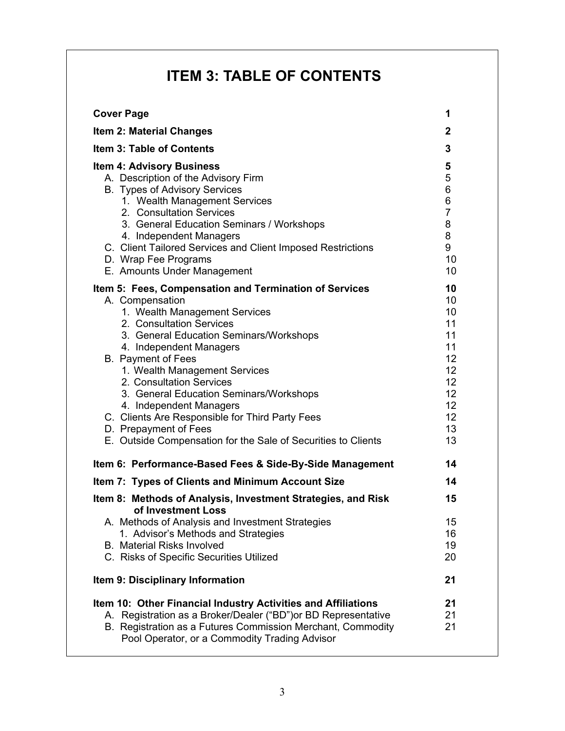# ITEM 3: TABLE OF CONTENTS

| | |
|---|---|
| **Cover Page** | **1** |
| **Item 2: Material Changes** | **2** |
| **Item 3: Table of Contents** | **3** |
| **Item 4: Advisory Business** | **5** |
| A. Description of the Advisory Firm | 5 |
| B. Types of Advisory Services | 6 |
| 1. Wealth Management Services | 6 |
| 2. Consultation Services | 7 |
| 3. General Education Seminars / Workshops | 8 |
| 4. Independent Managers | 8 |
| C. Client Tailored Services and Client Imposed Restrictions | 9 |
| D. Wrap Fee Programs | 10 |
| E. Amounts Under Management | 10 |
| **Item 5: Fees, Compensation and Termination of Services** | **10** |
| A. Compensation | 10 |
| 1. Wealth Management Services | 10 |
| 2. Consultation Services | 11 |
| 3. General Education Seminars/Workshops | 11 |
| 4. Independent Managers | 11 |
| B. Payment of Fees | 12 |
| 1. Wealth Management Services | 12 |
| 2. Consultation Services | 12 |
| 3. General Education Seminars/Workshops | 12 |
| 4. Independent Managers | 12 |
| C. Clients Are Responsible for Third Party Fees | 12 |
| D. Prepayment of Fees | 13 |
| E. Outside Compensation for the Sale of Securities to Clients | 13 |
| **Item 6: Performance-Based Fees & Side-By-Side Management** | **14** |
| **Item 7: Types of Clients and Minimum Account Size** | **14** |
| **Item 8: Methods of Analysis, Investment Strategies, and Risk of Investment Loss** | **15** |
| A. Methods of Analysis and Investment Strategies | 15 |
| 1. Advisor's Methods and Strategies | 16 |
| B. Material Risks Involved | 19 |
| C. Risks of Specific Securities Utilized | 20 |
| **Item 9: Disciplinary Information** | **21** |
| **Item 10: Other Financial Industry Activities and Affiliations** | **21** |
| A. Registration as a Broker/Dealer ("BD")or BD Representative | 21 |
| B. Registration as a Futures Commission Merchant, Commodity Pool Operator, or a Commodity Trading Advisor | 21 |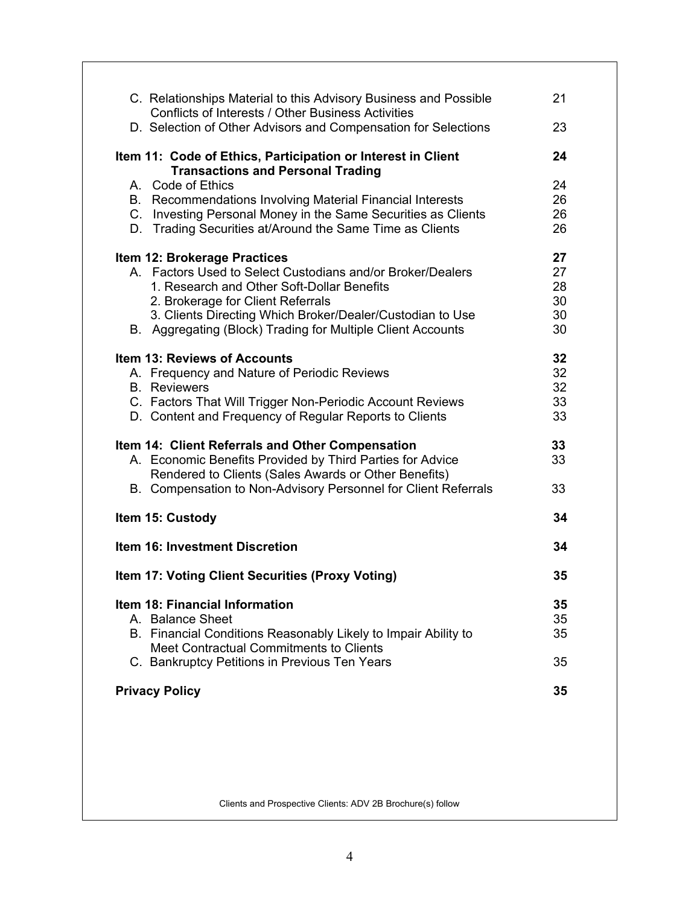| | |
|---|---|
| C. Relationships Material to this Advisory Business and Possible Conflicts of Interests / Other Business Activities | 21 |
| D. Selection of Other Advisors and Compensation for Selections | 23 |
| **Item 11: Code of Ethics, Participation or Interest in Client Transactions and Personal Trading** | **24** |
| A. Code of Ethics | 24 |
| B. Recommendations Involving Material Financial Interests | 26 |
| C. Investing Personal Money in the Same Securities as Clients | 26 |
| D. Trading Securities at/Around the Same Time as Clients | 26 |
| **Item 12: Brokerage Practices** | **27** |
| A. Factors Used to Select Custodians and/or Broker/Dealers | 27 |
| 1. Research and Other Soft-Dollar Benefits | 28 |
| 2. Brokerage for Client Referrals | 30 |
| 3. Clients Directing Which Broker/Dealer/Custodian to Use | 30 |
| B. Aggregating (Block) Trading for Multiple Client Accounts | 30 |
| **Item 13: Reviews of Accounts** | **32** |
| A. Frequency and Nature of Periodic Reviews | 32 |
| B. Reviewers | 32 |
| C. Factors That Will Trigger Non-Periodic Account Reviews | 33 |
| D. Content and Frequency of Regular Reports to Clients | 33 |
| **Item 14: Client Referrals and Other Compensation** | **33** |
| A. Economic Benefits Provided by Third Parties for Advice Rendered to Clients (Sales Awards or Other Benefits) | 33 |
| B. Compensation to Non-Advisory Personnel for Client Referrals | 33 |
| **Item 15: Custody** | **34** |
| **Item 16: Investment Discretion** | **34** |
| **Item 17: Voting Client Securities (Proxy Voting)** | **35** |
| **Item 18: Financial Information** | **35** |
| A. Balance Sheet | 35 |
| B. Financial Conditions Reasonably Likely to Impair Ability to Meet Contractual Commitments to Clients | 35 |
| C. Bankruptcy Petitions in Previous Ten Years | 35 |
| **Privacy Policy** | **35** |

Clients and Prospective Clients: ADV 2B Brochure(s) follow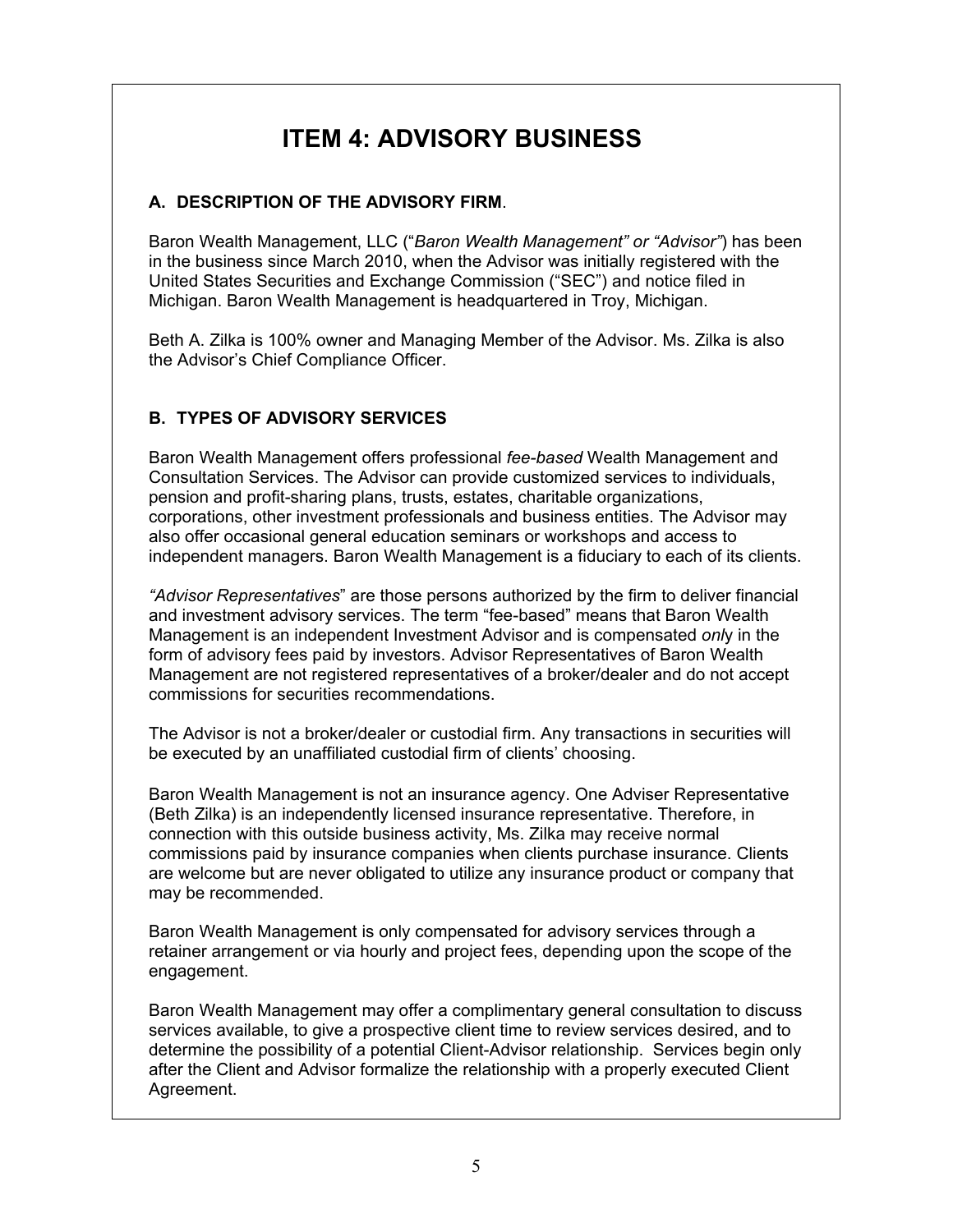# ITEM 4: ADVISORY BUSINESS

## A. DESCRIPTION OF THE ADVISORY FIRM.

Baron Wealth Management, LLC ("*Baron Wealth Management" or "Advisor"*) has been in the business since March 2010, when the Advisor was initially registered with the United States Securities and Exchange Commission ("SEC") and notice filed in Michigan. Baron Wealth Management is headquartered in Troy, Michigan.

Beth A. Zilka is 100% owner and Managing Member of the Advisor. Ms. Zilka is also the Advisor's Chief Compliance Officer.

## B. TYPES OF ADVISORY SERVICES

Baron Wealth Management offers professional *fee-based* Wealth Management and Consultation Services. The Advisor can provide customized services to individuals, pension and profit-sharing plans, trusts, estates, charitable organizations, corporations, other investment professionals and business entities. The Advisor may also offer occasional general education seminars or workshops and access to independent managers. Baron Wealth Management is a fiduciary to each of its clients.

*"Advisor Representatives*" are those persons authorized by the firm to deliver financial and investment advisory services. The term "fee-based" means that Baron Wealth Management is an independent Investment Advisor and is compensated *onl*y in the form of advisory fees paid by investors. Advisor Representatives of Baron Wealth Management are not registered representatives of a broker/dealer and do not accept commissions for securities recommendations.

The Advisor is not a broker/dealer or custodial firm. Any transactions in securities will be executed by an unaffiliated custodial firm of clients' choosing.

Baron Wealth Management is not an insurance agency. One Adviser Representative (Beth Zilka) is an independently licensed insurance representative. Therefore, in connection with this outside business activity, Ms. Zilka may receive normal commissions paid by insurance companies when clients purchase insurance. Clients are welcome but are never obligated to utilize any insurance product or company that may be recommended.

Baron Wealth Management is only compensated for advisory services through a retainer arrangement or via hourly and project fees, depending upon the scope of the engagement.

Baron Wealth Management may offer a complimentary general consultation to discuss services available, to give a prospective client time to review services desired, and to determine the possibility of a potential Client-Advisor relationship. Services begin only after the Client and Advisor formalize the relationship with a properly executed Client Agreement.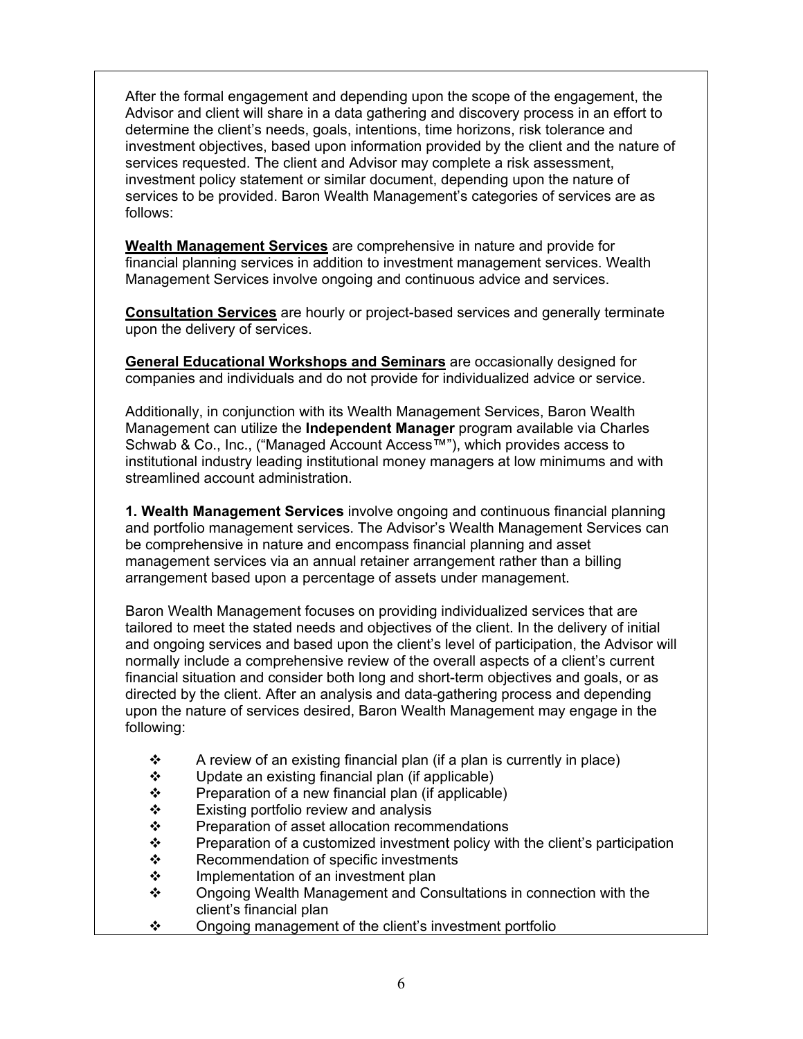After the formal engagement and depending upon the scope of the engagement, the Advisor and client will share in a data gathering and discovery process in an effort to determine the client's needs, goals, intentions, time horizons, risk tolerance and investment objectives, based upon information provided by the client and the nature of services requested. The client and Advisor may complete a risk assessment, investment policy statement or similar document, depending upon the nature of services to be provided. Baron Wealth Management's categories of services are as follows:

**Wealth Management Services** are comprehensive in nature and provide for financial planning services in addition to investment management services. Wealth Management Services involve ongoing and continuous advice and services.

**Consultation Services** are hourly or project-based services and generally terminate upon the delivery of services.

**General Educational Workshops and Seminars** are occasionally designed for companies and individuals and do not provide for individualized advice or service.

Additionally, in conjunction with its Wealth Management Services, Baron Wealth Management can utilize the **Independent Manager** program available via Charles Schwab & Co., Inc., ("Managed Account Access™"), which provides access to institutional industry leading institutional money managers at low minimums and with streamlined account administration.

**1. Wealth Management Services** involve ongoing and continuous financial planning and portfolio management services. The Advisor's Wealth Management Services can be comprehensive in nature and encompass financial planning and asset management services via an annual retainer arrangement rather than a billing arrangement based upon a percentage of assets under management.

Baron Wealth Management focuses on providing individualized services that are tailored to meet the stated needs and objectives of the client. In the delivery of initial and ongoing services and based upon the client's level of participation, the Advisor will normally include a comprehensive review of the overall aspects of a client's current financial situation and consider both long and short-term objectives and goals, or as directed by the client. After an analysis and data-gathering process and depending upon the nature of services desired, Baron Wealth Management may engage in the following:

- A review of an existing financial plan (if a plan is currently in place)
- Update an existing financial plan (if applicable)
- Preparation of a new financial plan (if applicable)
- Existing portfolio review and analysis
- Preparation of asset allocation recommendations
- Preparation of a customized investment policy with the client's participation
- Recommendation of specific investments
- Implementation of an investment plan
- Ongoing Wealth Management and Consultations in connection with the client's financial plan
- Ongoing management of the client's investment portfolio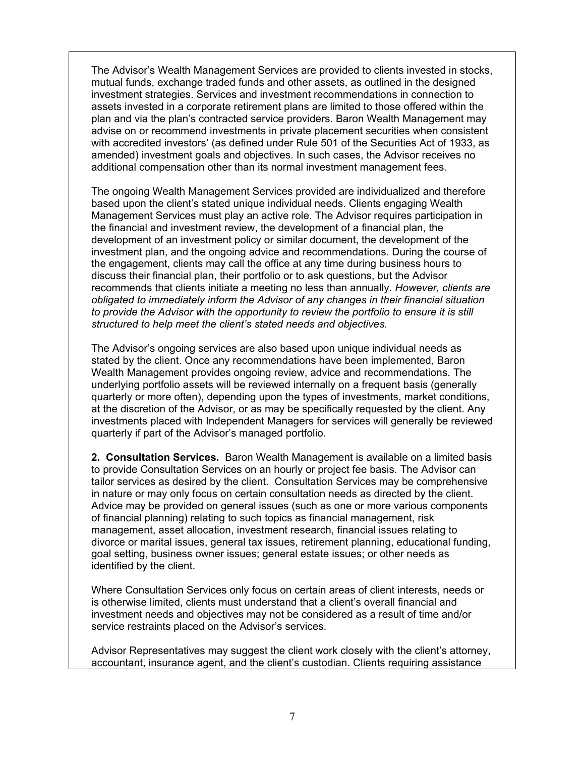The Advisor's Wealth Management Services are provided to clients invested in stocks, mutual funds, exchange traded funds and other assets, as outlined in the designed investment strategies. Services and investment recommendations in connection to assets invested in a corporate retirement plans are limited to those offered within the plan and via the plan's contracted service providers. Baron Wealth Management may advise on or recommend investments in private placement securities when consistent with accredited investors' (as defined under Rule 501 of the Securities Act of 1933, as amended) investment goals and objectives. In such cases, the Advisor receives no additional compensation other than its normal investment management fees.

The ongoing Wealth Management Services provided are individualized and therefore based upon the client's stated unique individual needs. Clients engaging Wealth Management Services must play an active role. The Advisor requires participation in the financial and investment review, the development of a financial plan, the development of an investment policy or similar document, the development of the investment plan, and the ongoing advice and recommendations. During the course of the engagement, clients may call the office at any time during business hours to discuss their financial plan, their portfolio or to ask questions, but the Advisor recommends that clients initiate a meeting no less than annually. *However, clients are obligated to immediately inform the Advisor of any changes in their financial situation to provide the Advisor with the opportunity to review the portfolio to ensure it is still structured to help meet the client's stated needs and objectives.*

The Advisor's ongoing services are also based upon unique individual needs as stated by the client. Once any recommendations have been implemented, Baron Wealth Management provides ongoing review, advice and recommendations. The underlying portfolio assets will be reviewed internally on a frequent basis (generally quarterly or more often), depending upon the types of investments, market conditions, at the discretion of the Advisor, or as may be specifically requested by the client. Any investments placed with Independent Managers for services will generally be reviewed quarterly if part of the Advisor's managed portfolio.

**2. Consultation Services.** Baron Wealth Management is available on a limited basis to provide Consultation Services on an hourly or project fee basis. The Advisor can tailor services as desired by the client. Consultation Services may be comprehensive in nature or may only focus on certain consultation needs as directed by the client. Advice may be provided on general issues (such as one or more various components of financial planning) relating to such topics as financial management, risk management, asset allocation, investment research, financial issues relating to divorce or marital issues, general tax issues, retirement planning, educational funding, goal setting, business owner issues; general estate issues; or other needs as identified by the client.

Where Consultation Services only focus on certain areas of client interests, needs or is otherwise limited, clients must understand that a client's overall financial and investment needs and objectives may not be considered as a result of time and/or service restraints placed on the Advisor's services.

Advisor Representatives may suggest the client work closely with the client's attorney, accountant, insurance agent, and the client's custodian. Clients requiring assistance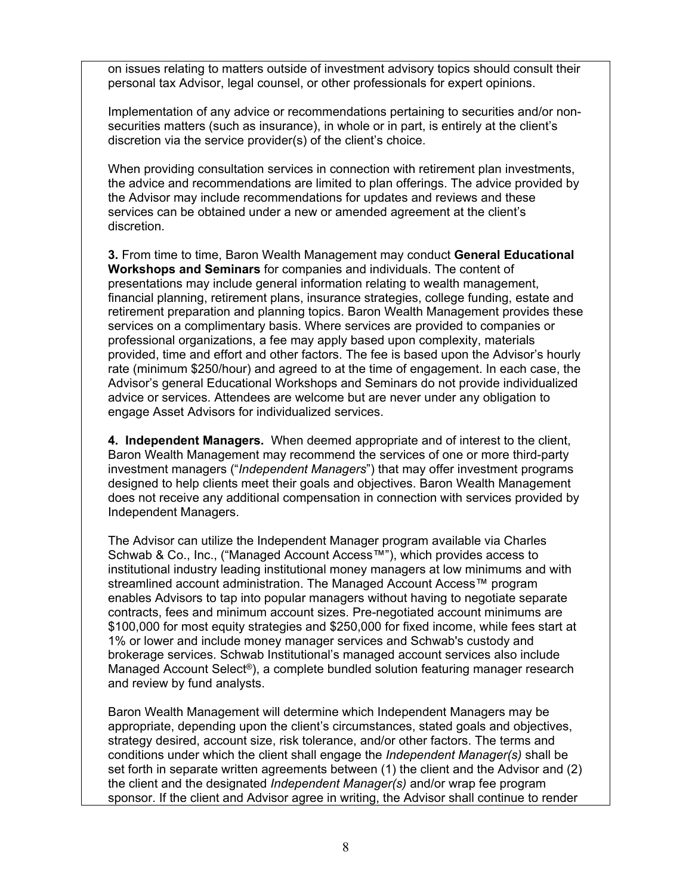on issues relating to matters outside of investment advisory topics should consult their personal tax Advisor, legal counsel, or other professionals for expert opinions.

Implementation of any advice or recommendations pertaining to securities and/or non-securities matters (such as insurance), in whole or in part, is entirely at the client's discretion via the service provider(s) of the client's choice.

When providing consultation services in connection with retirement plan investments, the advice and recommendations are limited to plan offerings. The advice provided by the Advisor may include recommendations for updates and reviews and these services can be obtained under a new or amended agreement at the client's discretion.

**3.** From time to time, Baron Wealth Management may conduct **General Educational Workshops and Seminars** for companies and individuals. The content of presentations may include general information relating to wealth management, financial planning, retirement plans, insurance strategies, college funding, estate and retirement preparation and planning topics. Baron Wealth Management provides these services on a complimentary basis. Where services are provided to companies or professional organizations, a fee may apply based upon complexity, materials provided, time and effort and other factors. The fee is based upon the Advisor's hourly rate (minimum $250/hour) and agreed to at the time of engagement. In each case, the Advisor's general Educational Workshops and Seminars do not provide individualized advice or services. Attendees are welcome but are never under any obligation to engage Asset Advisors for individualized services.

**4. Independent Managers.** When deemed appropriate and of interest to the client, Baron Wealth Management may recommend the services of one or more third-party investment managers ("*Independent Managers*") that may offer investment programs designed to help clients meet their goals and objectives. Baron Wealth Management does not receive any additional compensation in connection with services provided by Independent Managers.

The Advisor can utilize the Independent Manager program available via Charles Schwab & Co., Inc., ("Managed Account Access™"), which provides access to institutional industry leading institutional money managers at low minimums and with streamlined account administration. The Managed Account Access™ program enables Advisors to tap into popular managers without having to negotiate separate contracts, fees and minimum account sizes. Pre-negotiated account minimums are $100,000 for most equity strategies and $250,000 for fixed income, while fees start at 1% or lower and include money manager services and Schwab's custody and brokerage services. Schwab Institutional's managed account services also include Managed Account Select®), a complete bundled solution featuring manager research and review by fund analysts.

Baron Wealth Management will determine which Independent Managers may be appropriate, depending upon the client's circumstances, stated goals and objectives, strategy desired, account size, risk tolerance, and/or other factors. The terms and conditions under which the client shall engage the *Independent Manager(s)* shall be set forth in separate written agreements between (1) the client and the Advisor and (2) the client and the designated *Independent Manager(s)* and/or wrap fee program sponsor. If the client and Advisor agree in writing, the Advisor shall continue to render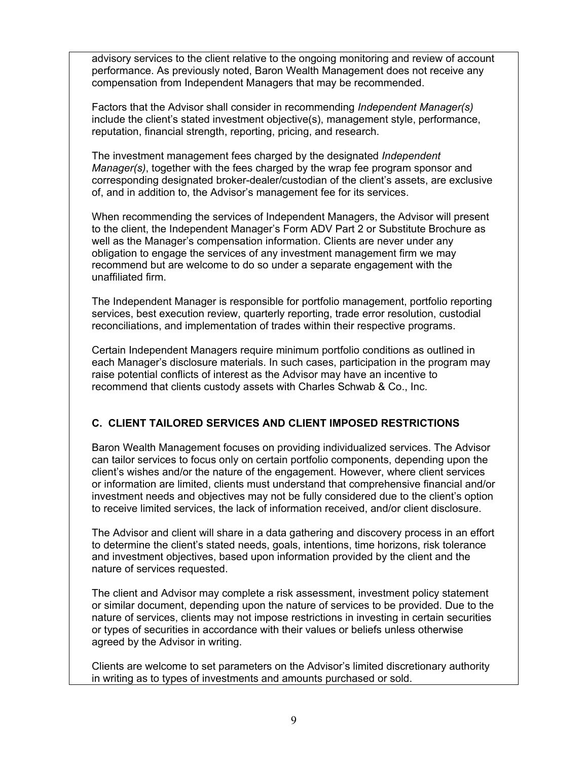advisory services to the client relative to the ongoing monitoring and review of account performance. As previously noted, Baron Wealth Management does not receive any compensation from Independent Managers that may be recommended.

Factors that the Advisor shall consider in recommending *Independent Manager(s)* include the client's stated investment objective(s), management style, performance, reputation, financial strength, reporting, pricing, and research.

The investment management fees charged by the designated *Independent Manager(s)*, together with the fees charged by the wrap fee program sponsor and corresponding designated broker-dealer/custodian of the client's assets, are exclusive of, and in addition to, the Advisor's management fee for its services.

When recommending the services of Independent Managers, the Advisor will present to the client, the Independent Manager's Form ADV Part 2 or Substitute Brochure as well as the Manager's compensation information. Clients are never under any obligation to engage the services of any investment management firm we may recommend but are welcome to do so under a separate engagement with the unaffiliated firm.

The Independent Manager is responsible for portfolio management, portfolio reporting services, best execution review, quarterly reporting, trade error resolution, custodial reconciliations, and implementation of trades within their respective programs.

Certain Independent Managers require minimum portfolio conditions as outlined in each Manager's disclosure materials. In such cases, participation in the program may raise potential conflicts of interest as the Advisor may have an incentive to recommend that clients custody assets with Charles Schwab & Co., Inc.

### C. CLIENT TAILORED SERVICES AND CLIENT IMPOSED RESTRICTIONS

Baron Wealth Management focuses on providing individualized services. The Advisor can tailor services to focus only on certain portfolio components, depending upon the client's wishes and/or the nature of the engagement. However, where client services or information are limited, clients must understand that comprehensive financial and/or investment needs and objectives may not be fully considered due to the client's option to receive limited services, the lack of information received, and/or client disclosure.

The Advisor and client will share in a data gathering and discovery process in an effort to determine the client's stated needs, goals, intentions, time horizons, risk tolerance and investment objectives, based upon information provided by the client and the nature of services requested.

The client and Advisor may complete a risk assessment, investment policy statement or similar document, depending upon the nature of services to be provided. Due to the nature of services, clients may not impose restrictions in investing in certain securities or types of securities in accordance with their values or beliefs unless otherwise agreed by the Advisor in writing.

Clients are welcome to set parameters on the Advisor's limited discretionary authority in writing as to types of investments and amounts purchased or sold.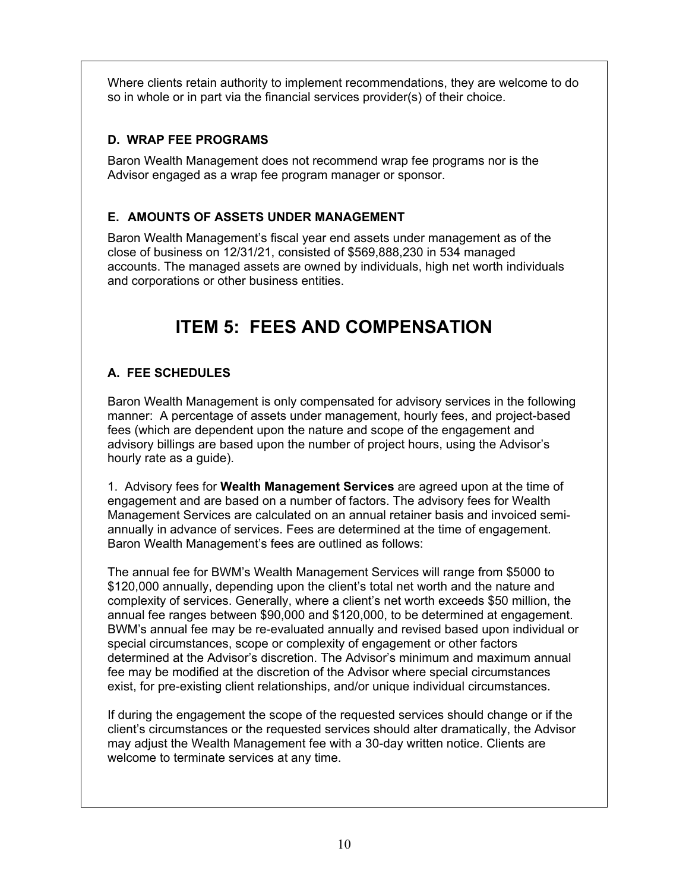Where clients retain authority to implement recommendations, they are welcome to do so in whole or in part via the financial services provider(s) of their choice.

### D. WRAP FEE PROGRAMS

Baron Wealth Management does not recommend wrap fee programs nor is the Advisor engaged as a wrap fee program manager or sponsor.

### E. AMOUNTS OF ASSETS UNDER MANAGEMENT

Baron Wealth Management's fiscal year end assets under management as of the close of business on 12/31/21, consisted of $569,888,230 in 534 managed accounts. The managed assets are owned by individuals, high net worth individuals and corporations or other business entities.

## ITEM 5: FEES AND COMPENSATION

### A. FEE SCHEDULES

Baron Wealth Management is only compensated for advisory services in the following manner: A percentage of assets under management, hourly fees, and project-based fees (which are dependent upon the nature and scope of the engagement and advisory billings are based upon the number of project hours, using the Advisor's hourly rate as a guide).

1. Advisory fees for **Wealth Management Services** are agreed upon at the time of engagement and are based on a number of factors. The advisory fees for Wealth Management Services are calculated on an annual retainer basis and invoiced semi-annually in advance of services. Fees are determined at the time of engagement. Baron Wealth Management's fees are outlined as follows:

The annual fee for BWM's Wealth Management Services will range from $5000 to $120,000 annually, depending upon the client's total net worth and the nature and complexity of services. Generally, where a client's net worth exceeds $50 million, the annual fee ranges between $90,000 and $120,000, to be determined at engagement. BWM's annual fee may be re-evaluated annually and revised based upon individual or special circumstances, scope or complexity of engagement or other factors determined at the Advisor's discretion. The Advisor's minimum and maximum annual fee may be modified at the discretion of the Advisor where special circumstances exist, for pre-existing client relationships, and/or unique individual circumstances.

If during the engagement the scope of the requested services should change or if the client's circumstances or the requested services should alter dramatically, the Advisor may adjust the Wealth Management fee with a 30-day written notice. Clients are welcome to terminate services at any time.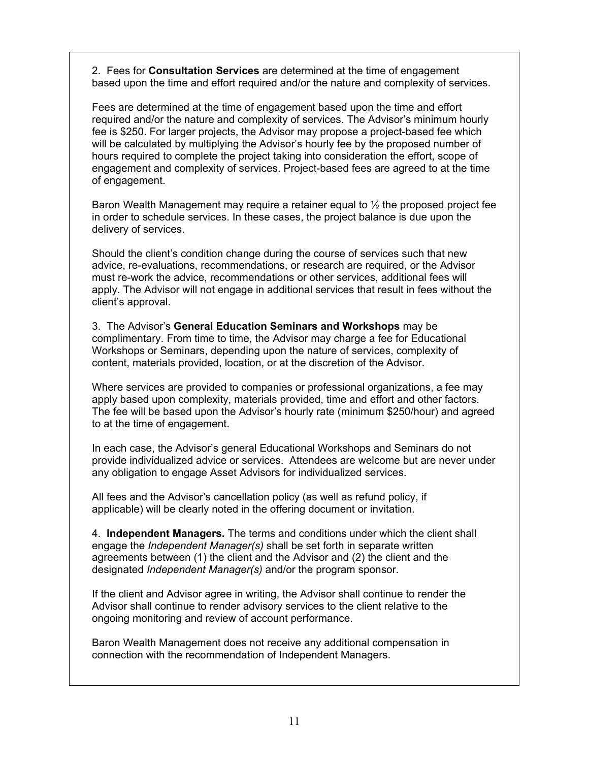2. Fees for **Consultation Services** are determined at the time of engagement based upon the time and effort required and/or the nature and complexity of services.

Fees are determined at the time of engagement based upon the time and effort required and/or the nature and complexity of services. The Advisor's minimum hourly fee is $250. For larger projects, the Advisor may propose a project-based fee which will be calculated by multiplying the Advisor's hourly fee by the proposed number of hours required to complete the project taking into consideration the effort, scope of engagement and complexity of services. Project-based fees are agreed to at the time of engagement.

Baron Wealth Management may require a retainer equal to ½ the proposed project fee in order to schedule services. In these cases, the project balance is due upon the delivery of services.

Should the client's condition change during the course of services such that new advice, re-evaluations, recommendations, or research are required, or the Advisor must re-work the advice, recommendations or other services, additional fees will apply. The Advisor will not engage in additional services that result in fees without the client's approval.

3. The Advisor's **General Education Seminars and Workshops** may be complimentary. From time to time, the Advisor may charge a fee for Educational Workshops or Seminars, depending upon the nature of services, complexity of content, materials provided, location, or at the discretion of the Advisor.

Where services are provided to companies or professional organizations, a fee may apply based upon complexity, materials provided, time and effort and other factors. The fee will be based upon the Advisor's hourly rate (minimum $250/hour) and agreed to at the time of engagement.

In each case, the Advisor's general Educational Workshops and Seminars do not provide individualized advice or services. Attendees are welcome but are never under any obligation to engage Asset Advisors for individualized services.

All fees and the Advisor's cancellation policy (as well as refund policy, if applicable) will be clearly noted in the offering document or invitation.

4. **Independent Managers.** The terms and conditions under which the client shall engage the *Independent Manager(s)* shall be set forth in separate written agreements between (1) the client and the Advisor and (2) the client and the designated *Independent Manager(s)* and/or the program sponsor.

If the client and Advisor agree in writing, the Advisor shall continue to render the Advisor shall continue to render advisory services to the client relative to the ongoing monitoring and review of account performance.

Baron Wealth Management does not receive any additional compensation in connection with the recommendation of Independent Managers.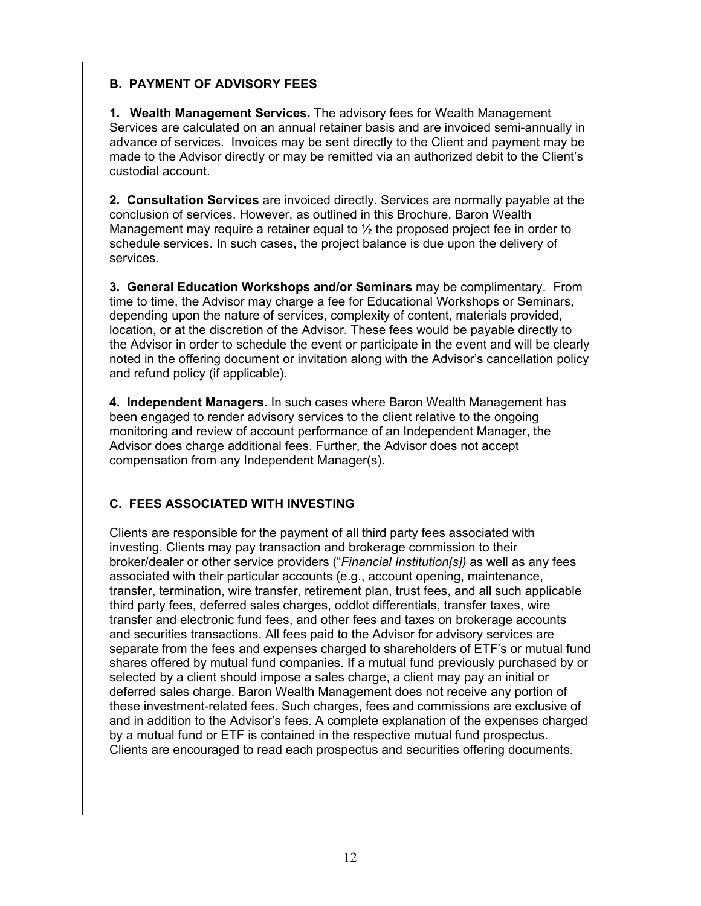## B. PAYMENT OF ADVISORY FEES

**1. Wealth Management Services.** The advisory fees for Wealth Management Services are calculated on an annual retainer basis and are invoiced semi-annually in advance of services. Invoices may be sent directly to the Client and payment may be made to the Advisor directly or may be remitted via an authorized debit to the Client's custodial account.

**2. Consultation Services** are invoiced directly. Services are normally payable at the conclusion of services. However, as outlined in this Brochure, Baron Wealth Management may require a retainer equal to ½ the proposed project fee in order to schedule services. In such cases, the project balance is due upon the delivery of services.

**3. General Education Workshops and/or Seminars** may be complimentary. From time to time, the Advisor may charge a fee for Educational Workshops or Seminars, depending upon the nature of services, complexity of content, materials provided, location, or at the discretion of the Advisor. These fees would be payable directly to the Advisor in order to schedule the event or participate in the event and will be clearly noted in the offering document or invitation along with the Advisor's cancellation policy and refund policy (if applicable).

**4. Independent Managers.** In such cases where Baron Wealth Management has been engaged to render advisory services to the client relative to the ongoing monitoring and review of account performance of an Independent Manager, the Advisor does charge additional fees. Further, the Advisor does not accept compensation from any Independent Manager(s).

## C. FEES ASSOCIATED WITH INVESTING

Clients are responsible for the payment of all third party fees associated with investing. Clients may pay transaction and brokerage commission to their broker/dealer or other service providers ("*Financial Institution[s])* as well as any fees associated with their particular accounts (e.g., account opening, maintenance, transfer, termination, wire transfer, retirement plan, trust fees, and all such applicable third party fees, deferred sales charges, oddlot differentials, transfer taxes, wire transfer and electronic fund fees, and other fees and taxes on brokerage accounts and securities transactions. All fees paid to the Advisor for advisory services are separate from the fees and expenses charged to shareholders of ETF's or mutual fund shares offered by mutual fund companies. If a mutual fund previously purchased by or selected by a client should impose a sales charge, a client may pay an initial or deferred sales charge. Baron Wealth Management does not receive any portion of these investment-related fees. Such charges, fees and commissions are exclusive of and in addition to the Advisor's fees. A complete explanation of the expenses charged by a mutual fund or ETF is contained in the respective mutual fund prospectus. Clients are encouraged to read each prospectus and securities offering documents.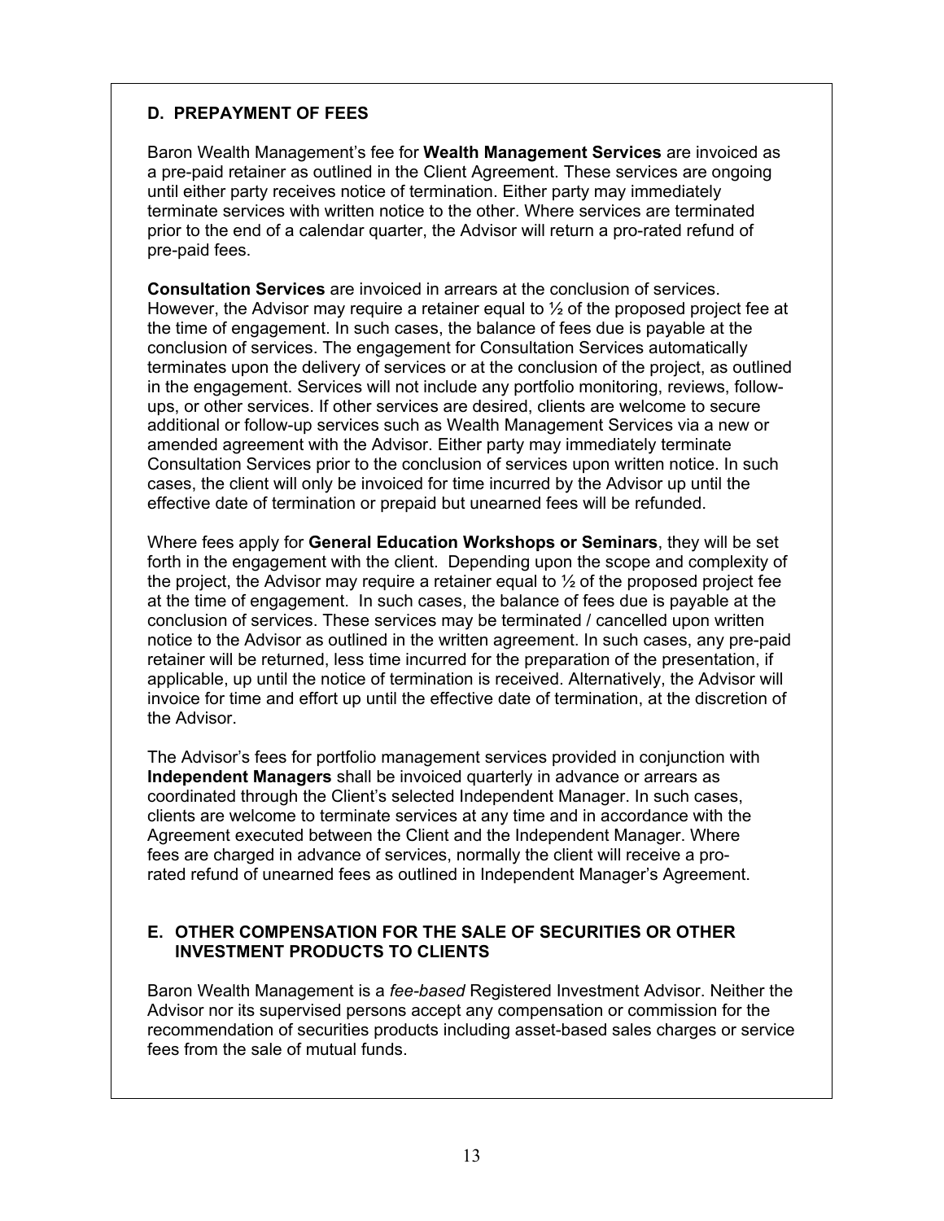### D. PREPAYMENT OF FEES

Baron Wealth Management's fee for **Wealth Management Services** are invoiced as a pre-paid retainer as outlined in the Client Agreement. These services are ongoing until either party receives notice of termination. Either party may immediately terminate services with written notice to the other. Where services are terminated prior to the end of a calendar quarter, the Advisor will return a pro-rated refund of pre-paid fees.

**Consultation Services** are invoiced in arrears at the conclusion of services. However, the Advisor may require a retainer equal to ½ of the proposed project fee at the time of engagement. In such cases, the balance of fees due is payable at the conclusion of services. The engagement for Consultation Services automatically terminates upon the delivery of services or at the conclusion of the project, as outlined in the engagement. Services will not include any portfolio monitoring, reviews, follow-ups, or other services. If other services are desired, clients are welcome to secure additional or follow-up services such as Wealth Management Services via a new or amended agreement with the Advisor. Either party may immediately terminate Consultation Services prior to the conclusion of services upon written notice. In such cases, the client will only be invoiced for time incurred by the Advisor up until the effective date of termination or prepaid but unearned fees will be refunded.

Where fees apply for **General Education Workshops or Seminars**, they will be set forth in the engagement with the client. Depending upon the scope and complexity of the project, the Advisor may require a retainer equal to ½ of the proposed project fee at the time of engagement. In such cases, the balance of fees due is payable at the conclusion of services. These services may be terminated / cancelled upon written notice to the Advisor as outlined in the written agreement. In such cases, any pre-paid retainer will be returned, less time incurred for the preparation of the presentation, if applicable, up until the notice of termination is received. Alternatively, the Advisor will invoice for time and effort up until the effective date of termination, at the discretion of the Advisor.

The Advisor's fees for portfolio management services provided in conjunction with **Independent Managers** shall be invoiced quarterly in advance or arrears as coordinated through the Client's selected Independent Manager. In such cases, clients are welcome to terminate services at any time and in accordance with the Agreement executed between the Client and the Independent Manager. Where fees are charged in advance of services, normally the client will receive a pro-rated refund of unearned fees as outlined in Independent Manager's Agreement.

### E. OTHER COMPENSATION FOR THE SALE OF SECURITIES OR OTHER INVESTMENT PRODUCTS TO CLIENTS

Baron Wealth Management is a *fee-based* Registered Investment Advisor. Neither the Advisor nor its supervised persons accept any compensation or commission for the recommendation of securities products including asset-based sales charges or service fees from the sale of mutual funds.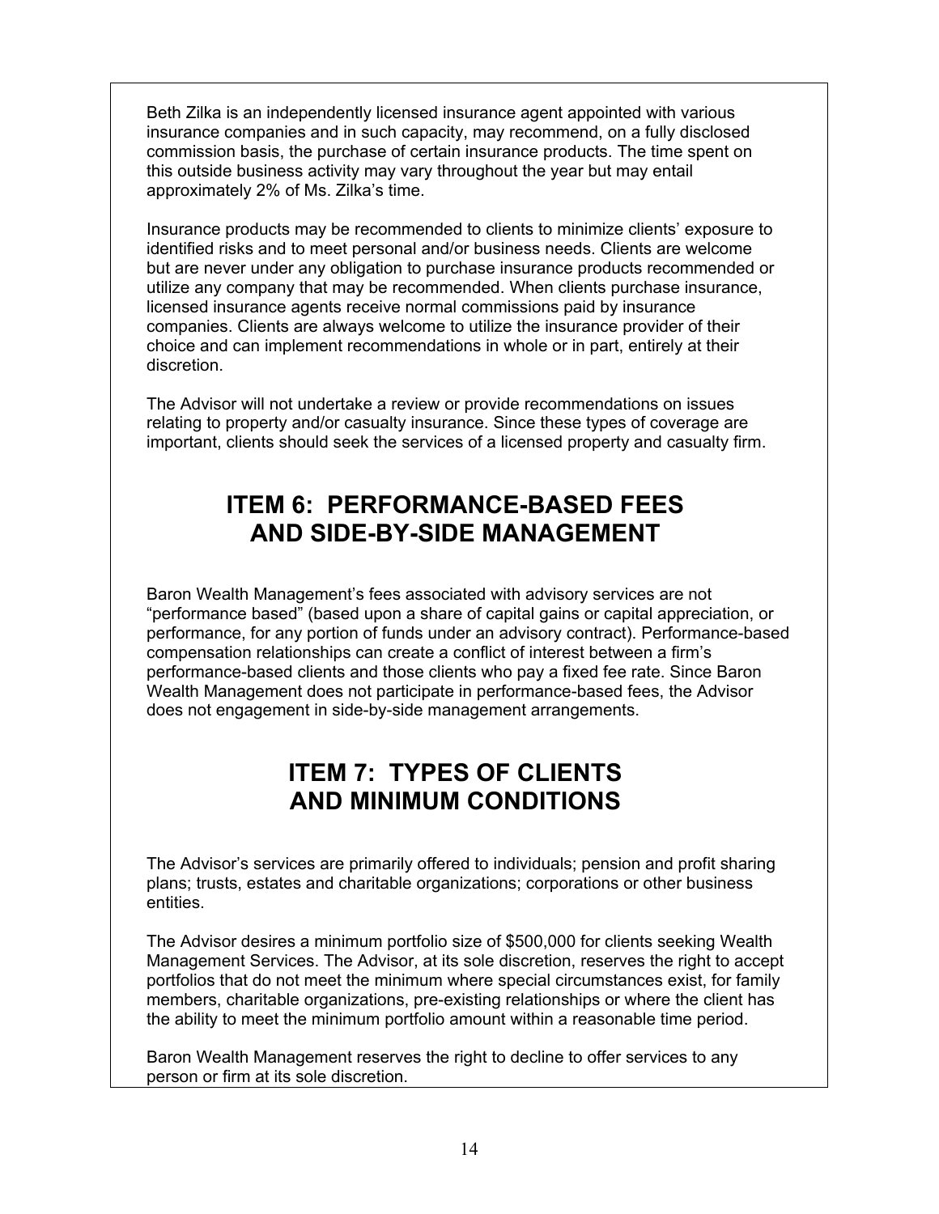Beth Zilka is an independently licensed insurance agent appointed with various insurance companies and in such capacity, may recommend, on a fully disclosed commission basis, the purchase of certain insurance products. The time spent on this outside business activity may vary throughout the year but may entail approximately 2% of Ms. Zilka's time.

Insurance products may be recommended to clients to minimize clients' exposure to identified risks and to meet personal and/or business needs. Clients are welcome but are never under any obligation to purchase insurance products recommended or utilize any company that may be recommended. When clients purchase insurance, licensed insurance agents receive normal commissions paid by insurance companies. Clients are always welcome to utilize the insurance provider of their choice and can implement recommendations in whole or in part, entirely at their discretion.

The Advisor will not undertake a review or provide recommendations on issues relating to property and/or casualty insurance. Since these types of coverage are important, clients should seek the services of a licensed property and casualty firm.

## ITEM 6: PERFORMANCE-BASED FEES AND SIDE-BY-SIDE MANAGEMENT

Baron Wealth Management's fees associated with advisory services are not "performance based" (based upon a share of capital gains or capital appreciation, or performance, for any portion of funds under an advisory contract). Performance-based compensation relationships can create a conflict of interest between a firm's performance-based clients and those clients who pay a fixed fee rate. Since Baron Wealth Management does not participate in performance-based fees, the Advisor does not engagement in side-by-side management arrangements.

## ITEM 7: TYPES OF CLIENTS AND MINIMUM CONDITIONS

The Advisor's services are primarily offered to individuals; pension and profit sharing plans; trusts, estates and charitable organizations; corporations or other business entities.

The Advisor desires a minimum portfolio size of $500,000 for clients seeking Wealth Management Services. The Advisor, at its sole discretion, reserves the right to accept portfolios that do not meet the minimum where special circumstances exist, for family members, charitable organizations, pre-existing relationships or where the client has the ability to meet the minimum portfolio amount within a reasonable time period.

Baron Wealth Management reserves the right to decline to offer services to any person or firm at its sole discretion.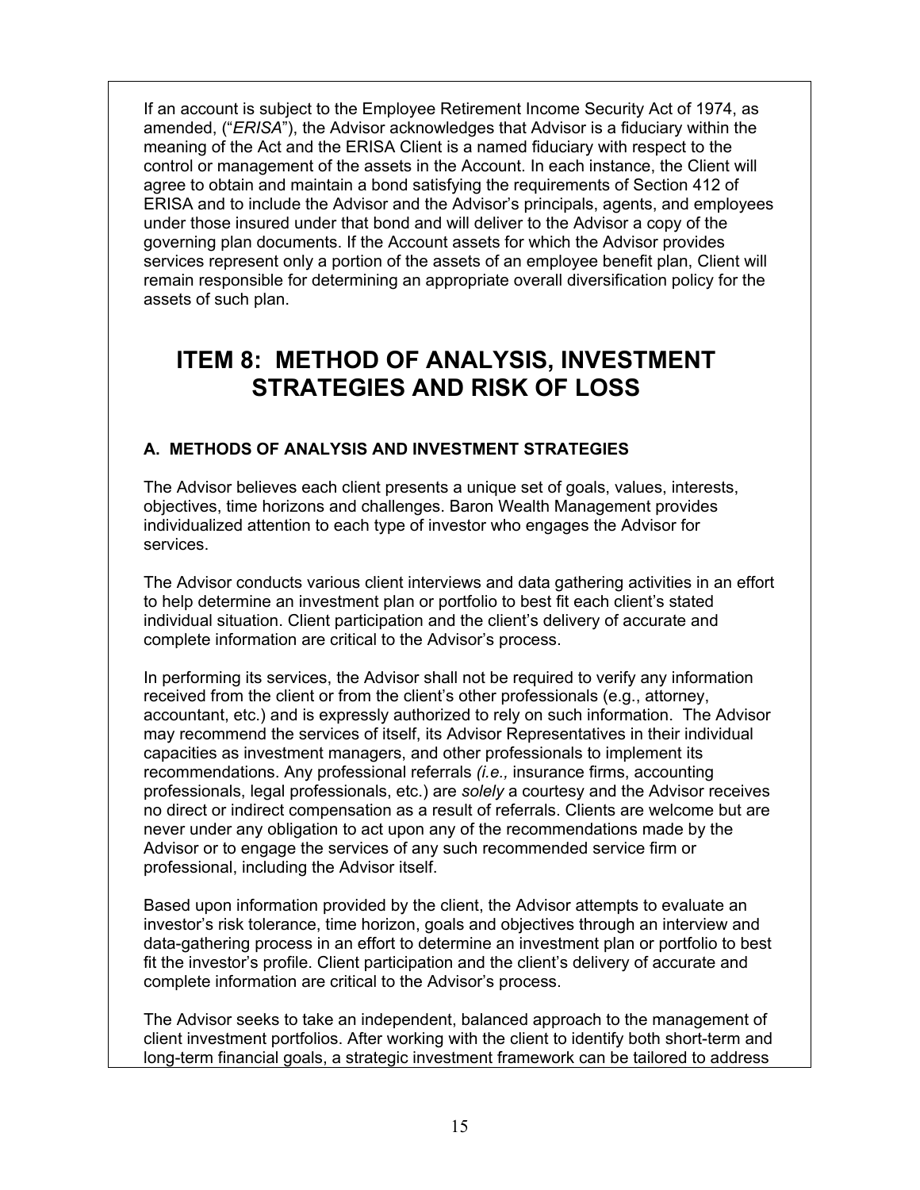If an account is subject to the Employee Retirement Income Security Act of 1974, as amended, ("*ERISA*"), the Advisor acknowledges that Advisor is a fiduciary within the meaning of the Act and the ERISA Client is a named fiduciary with respect to the control or management of the assets in the Account. In each instance, the Client will agree to obtain and maintain a bond satisfying the requirements of Section 412 of ERISA and to include the Advisor and the Advisor's principals, agents, and employees under those insured under that bond and will deliver to the Advisor a copy of the governing plan documents. If the Account assets for which the Advisor provides services represent only a portion of the assets of an employee benefit plan, Client will remain responsible for determining an appropriate overall diversification policy for the assets of such plan.

# ITEM 8: METHOD OF ANALYSIS, INVESTMENT STRATEGIES AND RISK OF LOSS

### A. METHODS OF ANALYSIS AND INVESTMENT STRATEGIES

The Advisor believes each client presents a unique set of goals, values, interests, objectives, time horizons and challenges. Baron Wealth Management provides individualized attention to each type of investor who engages the Advisor for services.

The Advisor conducts various client interviews and data gathering activities in an effort to help determine an investment plan or portfolio to best fit each client's stated individual situation. Client participation and the client's delivery of accurate and complete information are critical to the Advisor's process.

In performing its services, the Advisor shall not be required to verify any information received from the client or from the client's other professionals (e.g., attorney, accountant, etc.) and is expressly authorized to rely on such information. The Advisor may recommend the services of itself, its Advisor Representatives in their individual capacities as investment managers, and other professionals to implement its recommendations. Any professional referrals *(i.e.,* insurance firms, accounting professionals, legal professionals, etc.) are *solely* a courtesy and the Advisor receives no direct or indirect compensation as a result of referrals. Clients are welcome but are never under any obligation to act upon any of the recommendations made by the Advisor or to engage the services of any such recommended service firm or professional, including the Advisor itself.

Based upon information provided by the client, the Advisor attempts to evaluate an investor's risk tolerance, time horizon, goals and objectives through an interview and data-gathering process in an effort to determine an investment plan or portfolio to best fit the investor's profile. Client participation and the client's delivery of accurate and complete information are critical to the Advisor's process.

The Advisor seeks to take an independent, balanced approach to the management of client investment portfolios. After working with the client to identify both short-term and long-term financial goals, a strategic investment framework can be tailored to address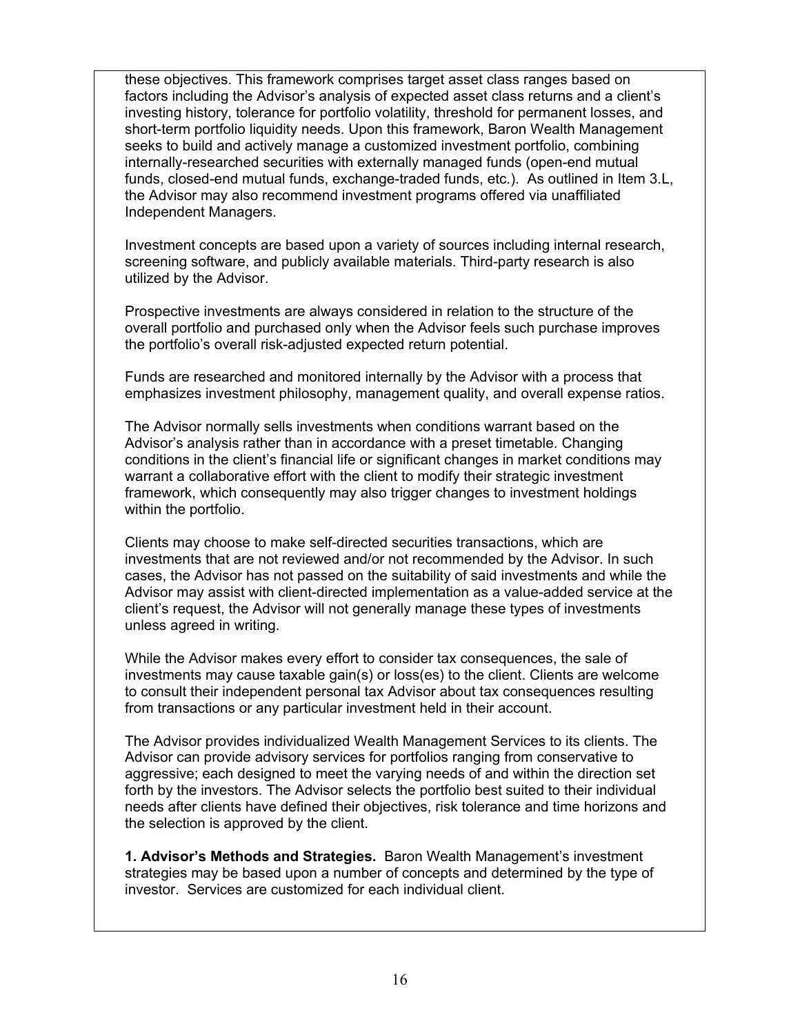these objectives. This framework comprises target asset class ranges based on factors including the Advisor's analysis of expected asset class returns and a client's investing history, tolerance for portfolio volatility, threshold for permanent losses, and short-term portfolio liquidity needs. Upon this framework, Baron Wealth Management seeks to build and actively manage a customized investment portfolio, combining internally-researched securities with externally managed funds (open-end mutual funds, closed-end mutual funds, exchange-traded funds, etc.). As outlined in Item 3.L, the Advisor may also recommend investment programs offered via unaffiliated Independent Managers.

Investment concepts are based upon a variety of sources including internal research, screening software, and publicly available materials. Third-party research is also utilized by the Advisor.

Prospective investments are always considered in relation to the structure of the overall portfolio and purchased only when the Advisor feels such purchase improves the portfolio's overall risk-adjusted expected return potential.

Funds are researched and monitored internally by the Advisor with a process that emphasizes investment philosophy, management quality, and overall expense ratios.

The Advisor normally sells investments when conditions warrant based on the Advisor's analysis rather than in accordance with a preset timetable. Changing conditions in the client's financial life or significant changes in market conditions may warrant a collaborative effort with the client to modify their strategic investment framework, which consequently may also trigger changes to investment holdings within the portfolio.

Clients may choose to make self-directed securities transactions, which are investments that are not reviewed and/or not recommended by the Advisor. In such cases, the Advisor has not passed on the suitability of said investments and while the Advisor may assist with client-directed implementation as a value-added service at the client's request, the Advisor will not generally manage these types of investments unless agreed in writing.

While the Advisor makes every effort to consider tax consequences, the sale of investments may cause taxable gain(s) or loss(es) to the client. Clients are welcome to consult their independent personal tax Advisor about tax consequences resulting from transactions or any particular investment held in their account.

The Advisor provides individualized Wealth Management Services to its clients. The Advisor can provide advisory services for portfolios ranging from conservative to aggressive; each designed to meet the varying needs of and within the direction set forth by the investors. The Advisor selects the portfolio best suited to their individual needs after clients have defined their objectives, risk tolerance and time horizons and the selection is approved by the client.

**1. Advisor's Methods and Strategies.** Baron Wealth Management's investment strategies may be based upon a number of concepts and determined by the type of investor. Services are customized for each individual client.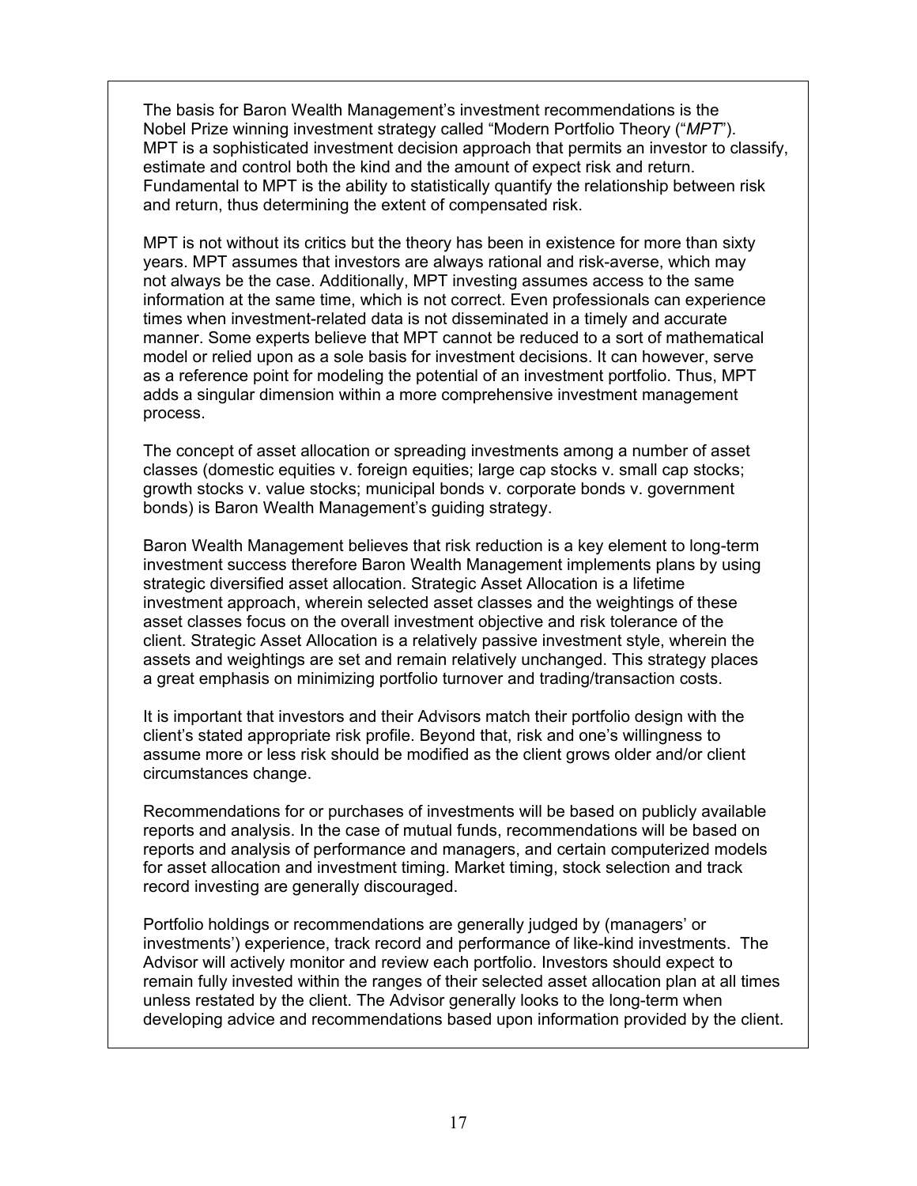The basis for Baron Wealth Management's investment recommendations is the Nobel Prize winning investment strategy called "Modern Portfolio Theory ("*MPT*"). MPT is a sophisticated investment decision approach that permits an investor to classify, estimate and control both the kind and the amount of expect risk and return. Fundamental to MPT is the ability to statistically quantify the relationship between risk and return, thus determining the extent of compensated risk.

MPT is not without its critics but the theory has been in existence for more than sixty years. MPT assumes that investors are always rational and risk-averse, which may not always be the case. Additionally, MPT investing assumes access to the same information at the same time, which is not correct. Even professionals can experience times when investment-related data is not disseminated in a timely and accurate manner. Some experts believe that MPT cannot be reduced to a sort of mathematical model or relied upon as a sole basis for investment decisions. It can however, serve as a reference point for modeling the potential of an investment portfolio. Thus, MPT adds a singular dimension within a more comprehensive investment management process.

The concept of asset allocation or spreading investments among a number of asset classes (domestic equities v. foreign equities; large cap stocks v. small cap stocks; growth stocks v. value stocks; municipal bonds v. corporate bonds v. government bonds) is Baron Wealth Management's guiding strategy.

Baron Wealth Management believes that risk reduction is a key element to long-term investment success therefore Baron Wealth Management implements plans by using strategic diversified asset allocation. Strategic Asset Allocation is a lifetime investment approach, wherein selected asset classes and the weightings of these asset classes focus on the overall investment objective and risk tolerance of the client. Strategic Asset Allocation is a relatively passive investment style, wherein the assets and weightings are set and remain relatively unchanged. This strategy places a great emphasis on minimizing portfolio turnover and trading/transaction costs.

It is important that investors and their Advisors match their portfolio design with the client's stated appropriate risk profile. Beyond that, risk and one's willingness to assume more or less risk should be modified as the client grows older and/or client circumstances change.

Recommendations for or purchases of investments will be based on publicly available reports and analysis. In the case of mutual funds, recommendations will be based on reports and analysis of performance and managers, and certain computerized models for asset allocation and investment timing. Market timing, stock selection and track record investing are generally discouraged.

Portfolio holdings or recommendations are generally judged by (managers' or investments') experience, track record and performance of like-kind investments. The Advisor will actively monitor and review each portfolio. Investors should expect to remain fully invested within the ranges of their selected asset allocation plan at all times unless restated by the client. The Advisor generally looks to the long-term when developing advice and recommendations based upon information provided by the client.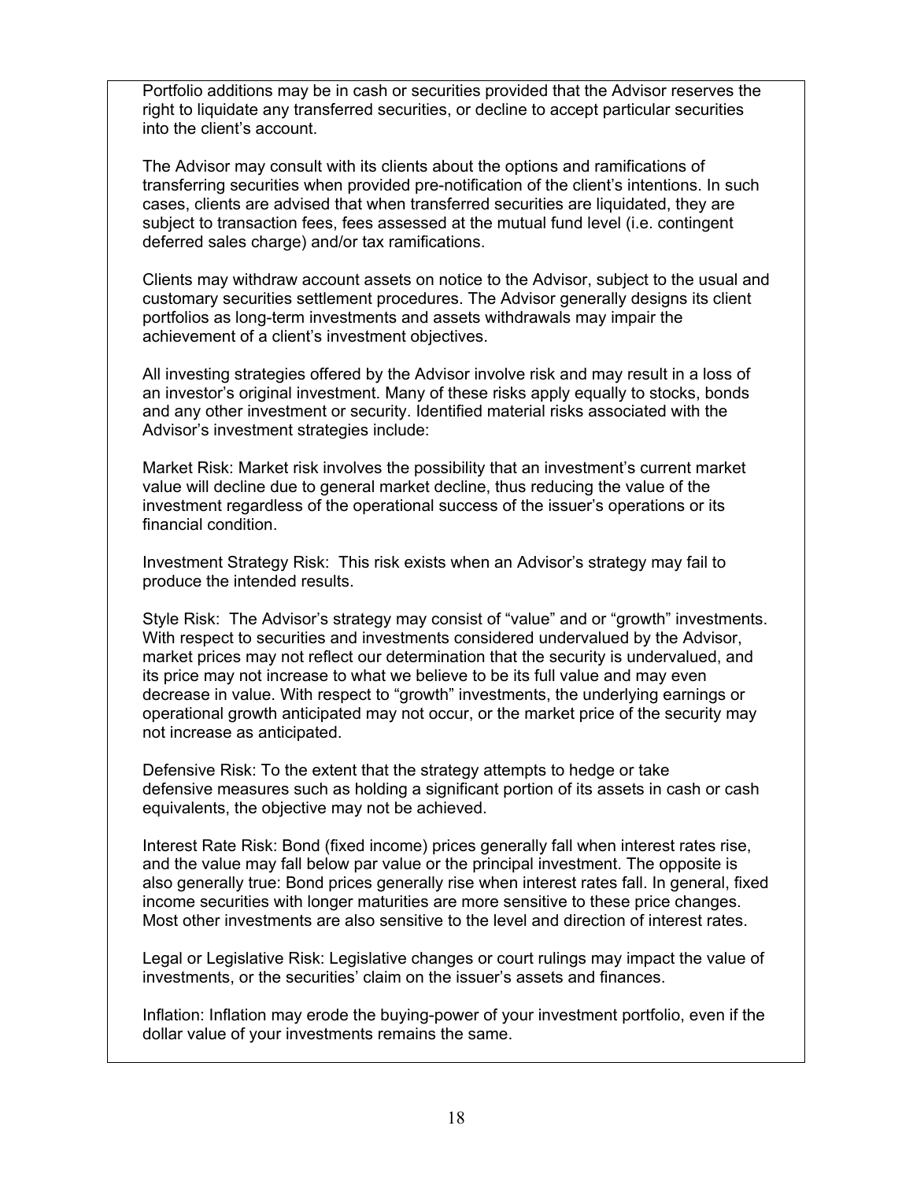Portfolio additions may be in cash or securities provided that the Advisor reserves the right to liquidate any transferred securities, or decline to accept particular securities into the client's account.

The Advisor may consult with its clients about the options and ramifications of transferring securities when provided pre-notification of the client's intentions. In such cases, clients are advised that when transferred securities are liquidated, they are subject to transaction fees, fees assessed at the mutual fund level (i.e. contingent deferred sales charge) and/or tax ramifications.

Clients may withdraw account assets on notice to the Advisor, subject to the usual and customary securities settlement procedures. The Advisor generally designs its client portfolios as long-term investments and assets withdrawals may impair the achievement of a client's investment objectives.

All investing strategies offered by the Advisor involve risk and may result in a loss of an investor's original investment. Many of these risks apply equally to stocks, bonds and any other investment or security. Identified material risks associated with the Advisor's investment strategies include:

Market Risk: Market risk involves the possibility that an investment's current market value will decline due to general market decline, thus reducing the value of the investment regardless of the operational success of the issuer's operations or its financial condition.

Investment Strategy Risk: This risk exists when an Advisor's strategy may fail to produce the intended results.

Style Risk: The Advisor's strategy may consist of "value" and or "growth" investments. With respect to securities and investments considered undervalued by the Advisor, market prices may not reflect our determination that the security is undervalued, and its price may not increase to what we believe to be its full value and may even decrease in value. With respect to "growth" investments, the underlying earnings or operational growth anticipated may not occur, or the market price of the security may not increase as anticipated.

Defensive Risk: To the extent that the strategy attempts to hedge or take defensive measures such as holding a significant portion of its assets in cash or cash equivalents, the objective may not be achieved.

Interest Rate Risk: Bond (fixed income) prices generally fall when interest rates rise, and the value may fall below par value or the principal investment. The opposite is also generally true: Bond prices generally rise when interest rates fall. In general, fixed income securities with longer maturities are more sensitive to these price changes. Most other investments are also sensitive to the level and direction of interest rates.

Legal or Legislative Risk: Legislative changes or court rulings may impact the value of investments, or the securities' claim on the issuer's assets and finances.

Inflation: Inflation may erode the buying-power of your investment portfolio, even if the dollar value of your investments remains the same.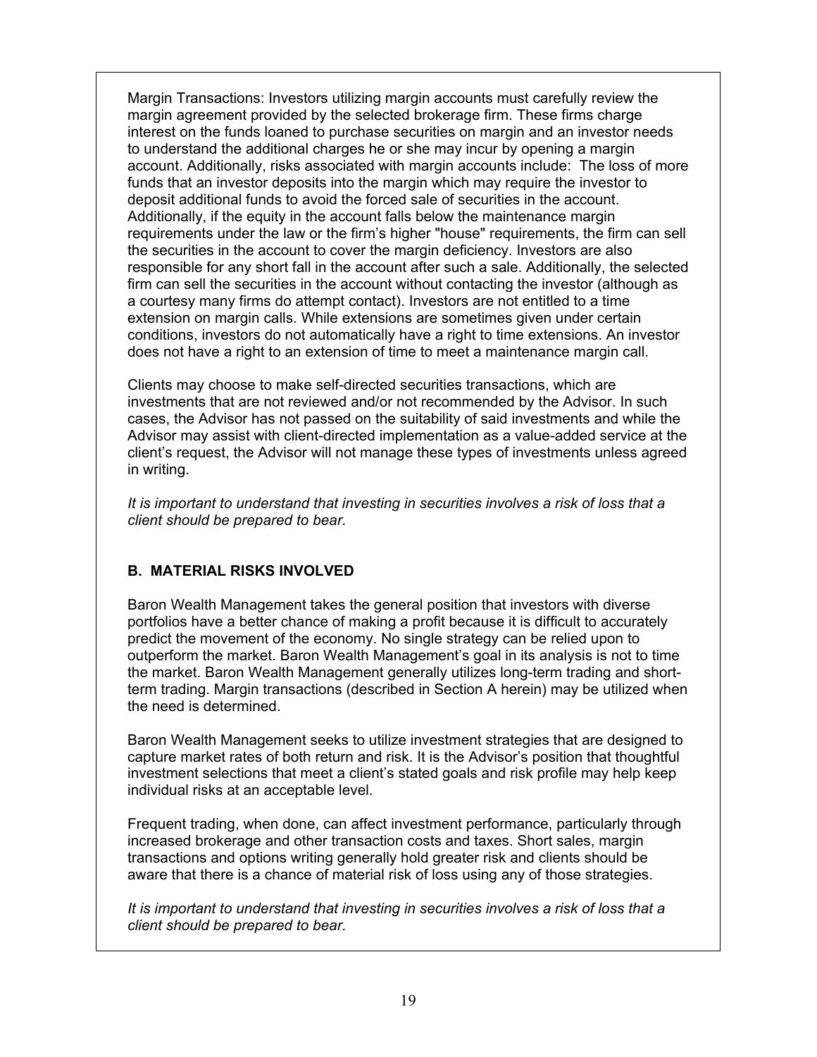Margin Transactions: Investors utilizing margin accounts must carefully review the margin agreement provided by the selected brokerage firm. These firms charge interest on the funds loaned to purchase securities on margin and an investor needs to understand the additional charges he or she may incur by opening a margin account. Additionally, risks associated with margin accounts include: The loss of more funds that an investor deposits into the margin which may require the investor to deposit additional funds to avoid the forced sale of securities in the account. Additionally, if the equity in the account falls below the maintenance margin requirements under the law or the firm's higher "house" requirements, the firm can sell the securities in the account to cover the margin deficiency. Investors are also responsible for any short fall in the account after such a sale. Additionally, the selected firm can sell the securities in the account without contacting the investor (although as a courtesy many firms do attempt contact). Investors are not entitled to a time extension on margin calls. While extensions are sometimes given under certain conditions, investors do not automatically have a right to time extensions. An investor does not have a right to an extension of time to meet a maintenance margin call.

Clients may choose to make self-directed securities transactions, which are investments that are not reviewed and/or not recommended by the Advisor. In such cases, the Advisor has not passed on the suitability of said investments and while the Advisor may assist with client-directed implementation as a value-added service at the client's request, the Advisor will not manage these types of investments unless agreed in writing.

*It is important to understand that investing in securities involves a risk of loss that a client should be prepared to bear.*

## B. MATERIAL RISKS INVOLVED

Baron Wealth Management takes the general position that investors with diverse portfolios have a better chance of making a profit because it is difficult to accurately predict the movement of the economy. No single strategy can be relied upon to outperform the market. Baron Wealth Management's goal in its analysis is not to time the market. Baron Wealth Management generally utilizes long-term trading and short-term trading. Margin transactions (described in Section A herein) may be utilized when the need is determined.

Baron Wealth Management seeks to utilize investment strategies that are designed to capture market rates of both return and risk. It is the Advisor's position that thoughtful investment selections that meet a client's stated goals and risk profile may help keep individual risks at an acceptable level.

Frequent trading, when done, can affect investment performance, particularly through increased brokerage and other transaction costs and taxes. Short sales, margin transactions and options writing generally hold greater risk and clients should be aware that there is a chance of material risk of loss using any of those strategies.

*It is important to understand that investing in securities involves a risk of loss that a client should be prepared to bear.*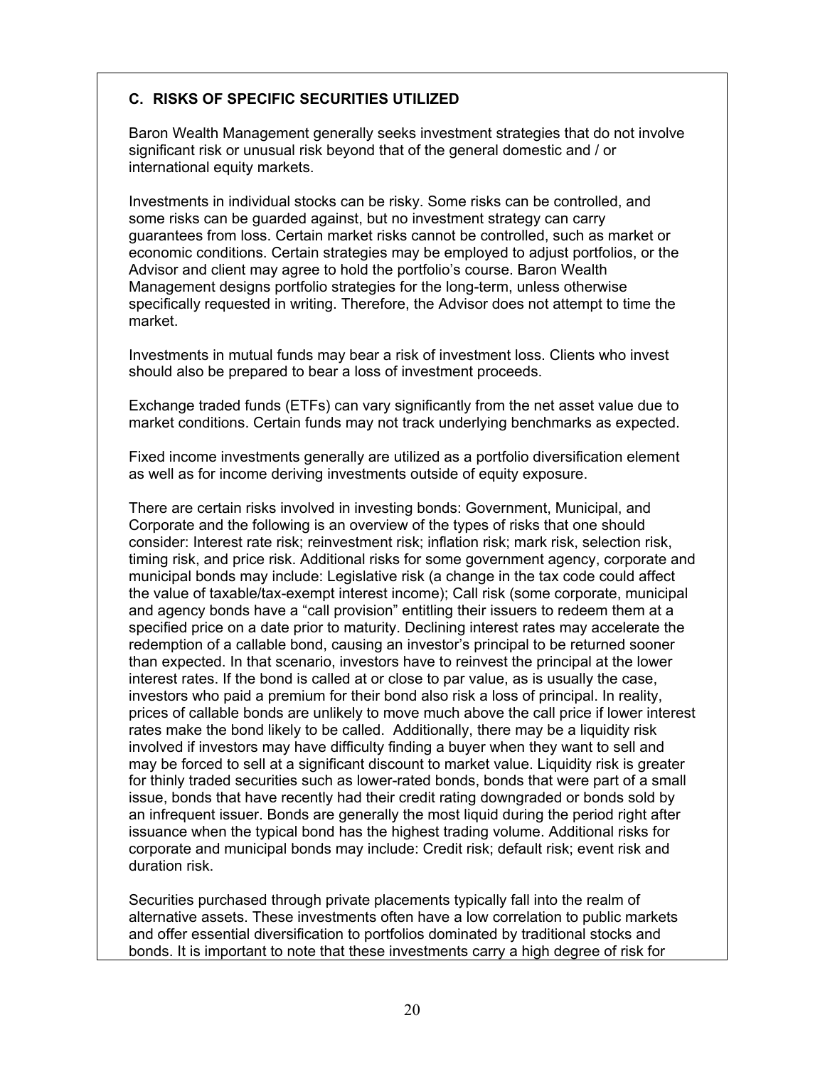### C. RISKS OF SPECIFIC SECURITIES UTILIZED

Baron Wealth Management generally seeks investment strategies that do not involve significant risk or unusual risk beyond that of the general domestic and / or international equity markets.

Investments in individual stocks can be risky. Some risks can be controlled, and some risks can be guarded against, but no investment strategy can carry guarantees from loss. Certain market risks cannot be controlled, such as market or economic conditions. Certain strategies may be employed to adjust portfolios, or the Advisor and client may agree to hold the portfolio's course. Baron Wealth Management designs portfolio strategies for the long-term, unless otherwise specifically requested in writing. Therefore, the Advisor does not attempt to time the market.

Investments in mutual funds may bear a risk of investment loss. Clients who invest should also be prepared to bear a loss of investment proceeds.

Exchange traded funds (ETFs) can vary significantly from the net asset value due to market conditions. Certain funds may not track underlying benchmarks as expected.

Fixed income investments generally are utilized as a portfolio diversification element as well as for income deriving investments outside of equity exposure.

There are certain risks involved in investing bonds: Government, Municipal, and Corporate and the following is an overview of the types of risks that one should consider: Interest rate risk; reinvestment risk; inflation risk; mark risk, selection risk, timing risk, and price risk. Additional risks for some government agency, corporate and municipal bonds may include: Legislative risk (a change in the tax code could affect the value of taxable/tax-exempt interest income); Call risk (some corporate, municipal and agency bonds have a "call provision" entitling their issuers to redeem them at a specified price on a date prior to maturity. Declining interest rates may accelerate the redemption of a callable bond, causing an investor's principal to be returned sooner than expected. In that scenario, investors have to reinvest the principal at the lower interest rates. If the bond is called at or close to par value, as is usually the case, investors who paid a premium for their bond also risk a loss of principal. In reality, prices of callable bonds are unlikely to move much above the call price if lower interest rates make the bond likely to be called. Additionally, there may be a liquidity risk involved if investors may have difficulty finding a buyer when they want to sell and may be forced to sell at a significant discount to market value. Liquidity risk is greater for thinly traded securities such as lower-rated bonds, bonds that were part of a small issue, bonds that have recently had their credit rating downgraded or bonds sold by an infrequent issuer. Bonds are generally the most liquid during the period right after issuance when the typical bond has the highest trading volume. Additional risks for corporate and municipal bonds may include: Credit risk; default risk; event risk and duration risk.

Securities purchased through private placements typically fall into the realm of alternative assets. These investments often have a low correlation to public markets and offer essential diversification to portfolios dominated by traditional stocks and bonds. It is important to note that these investments carry a high degree of risk for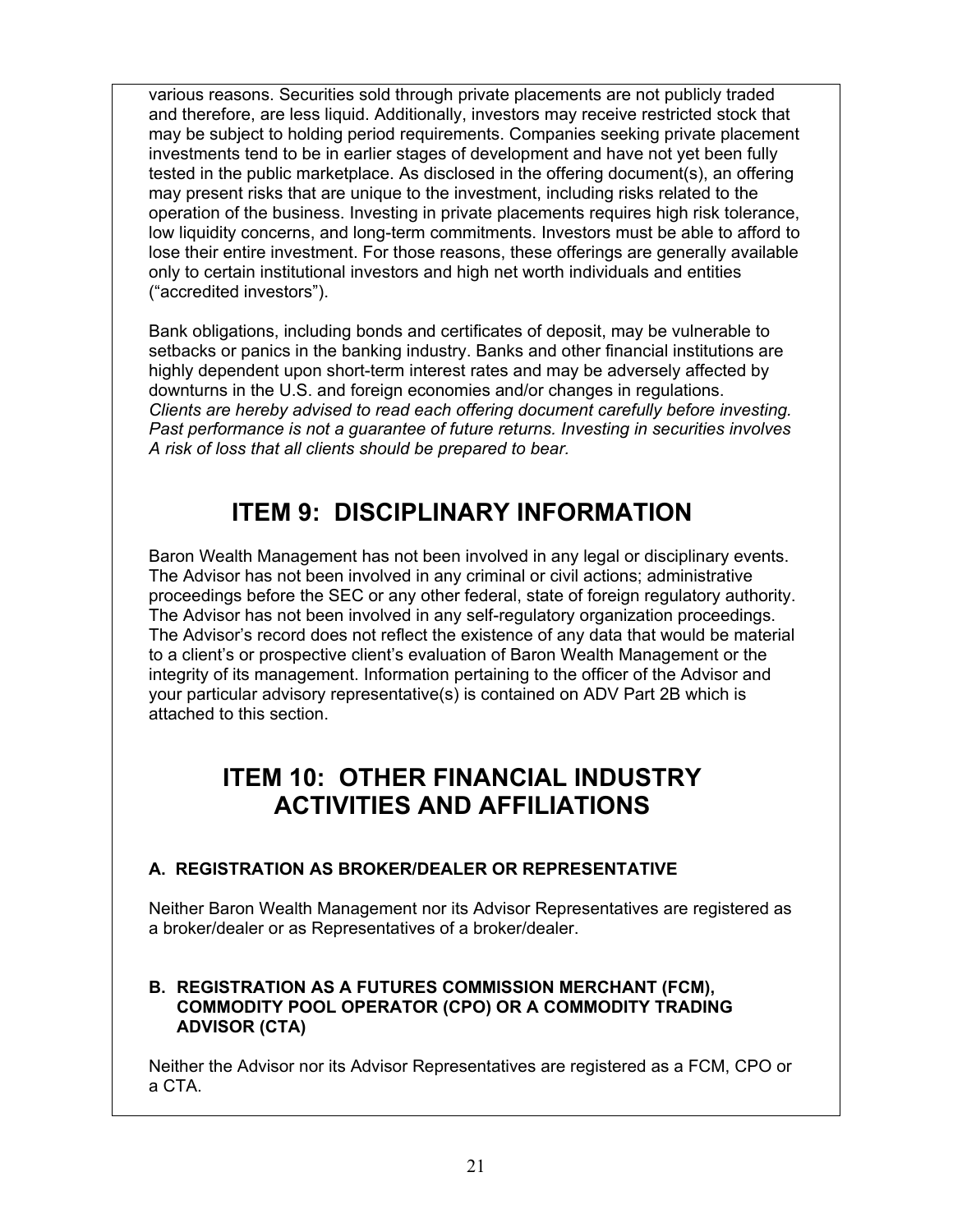various reasons. Securities sold through private placements are not publicly traded and therefore, are less liquid. Additionally, investors may receive restricted stock that may be subject to holding period requirements. Companies seeking private placement investments tend to be in earlier stages of development and have not yet been fully tested in the public marketplace. As disclosed in the offering document(s), an offering may present risks that are unique to the investment, including risks related to the operation of the business. Investing in private placements requires high risk tolerance, low liquidity concerns, and long-term commitments. Investors must be able to afford to lose their entire investment. For those reasons, these offerings are generally available only to certain institutional investors and high net worth individuals and entities ("accredited investors").

Bank obligations, including bonds and certificates of deposit, may be vulnerable to setbacks or panics in the banking industry. Banks and other financial institutions are highly dependent upon short-term interest rates and may be adversely affected by downturns in the U.S. and foreign economies and/or changes in regulations.
*Clients are hereby advised to read each offering document carefully before investing. Past performance is not a guarantee of future returns. Investing in securities involves A risk of loss that all clients should be prepared to bear.*

# ITEM 9: DISCIPLINARY INFORMATION

Baron Wealth Management has not been involved in any legal or disciplinary events. The Advisor has not been involved in any criminal or civil actions; administrative proceedings before the SEC or any other federal, state of foreign regulatory authority. The Advisor has not been involved in any self-regulatory organization proceedings. The Advisor's record does not reflect the existence of any data that would be material to a client's or prospective client's evaluation of Baron Wealth Management or the integrity of its management. Information pertaining to the officer of the Advisor and your particular advisory representative(s) is contained on ADV Part 2B which is attached to this section.

# ITEM 10: OTHER FINANCIAL INDUSTRY ACTIVITIES AND AFFILIATIONS

### A. REGISTRATION AS BROKER/DEALER OR REPRESENTATIVE

Neither Baron Wealth Management nor its Advisor Representatives are registered as a broker/dealer or as Representatives of a broker/dealer.

### B. REGISTRATION AS A FUTURES COMMISSION MERCHANT (FCM), COMMODITY POOL OPERATOR (CPO) OR A COMMODITY TRADING ADVISOR (CTA)

Neither the Advisor nor its Advisor Representatives are registered as a FCM, CPO or a CTA.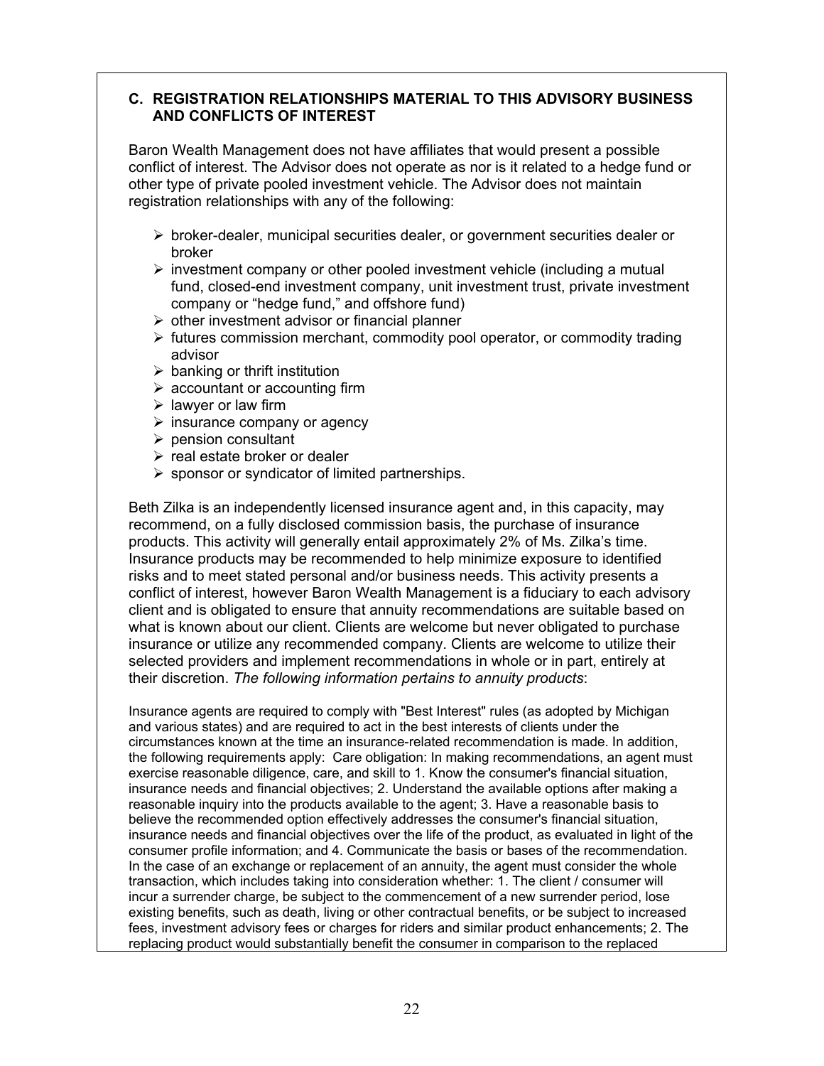### C. REGISTRATION RELATIONSHIPS MATERIAL TO THIS ADVISORY BUSINESS AND CONFLICTS OF INTEREST

Baron Wealth Management does not have affiliates that would present a possible conflict of interest. The Advisor does not operate as nor is it related to a hedge fund or other type of private pooled investment vehicle. The Advisor does not maintain registration relationships with any of the following:

- broker-dealer, municipal securities dealer, or government securities dealer or broker
- investment company or other pooled investment vehicle (including a mutual fund, closed-end investment company, unit investment trust, private investment company or "hedge fund," and offshore fund)
- other investment advisor or financial planner
- futures commission merchant, commodity pool operator, or commodity trading advisor
- banking or thrift institution
- accountant or accounting firm
- lawyer or law firm
- insurance company or agency
- pension consultant
- real estate broker or dealer
- sponsor or syndicator of limited partnerships.

Beth Zilka is an independently licensed insurance agent and, in this capacity, may recommend, on a fully disclosed commission basis, the purchase of insurance products. This activity will generally entail approximately 2% of Ms. Zilka's time. Insurance products may be recommended to help minimize exposure to identified risks and to meet stated personal and/or business needs. This activity presents a conflict of interest, however Baron Wealth Management is a fiduciary to each advisory client and is obligated to ensure that annuity recommendations are suitable based on what is known about our client. Clients are welcome but never obligated to purchase insurance or utilize any recommended company. Clients are welcome to utilize their selected providers and implement recommendations in whole or in part, entirely at their discretion. *The following information pertains to annuity products*:

Insurance agents are required to comply with "Best Interest" rules (as adopted by Michigan and various states) and are required to act in the best interests of clients under the circumstances known at the time an insurance-related recommendation is made. In addition, the following requirements apply: Care obligation: In making recommendations, an agent must exercise reasonable diligence, care, and skill to 1. Know the consumer's financial situation, insurance needs and financial objectives; 2. Understand the available options after making a reasonable inquiry into the products available to the agent; 3. Have a reasonable basis to believe the recommended option effectively addresses the consumer's financial situation, insurance needs and financial objectives over the life of the product, as evaluated in light of the consumer profile information; and 4. Communicate the basis or bases of the recommendation. In the case of an exchange or replacement of an annuity, the agent must consider the whole transaction, which includes taking into consideration whether: 1. The client / consumer will incur a surrender charge, be subject to the commencement of a new surrender period, lose existing benefits, such as death, living or other contractual benefits, or be subject to increased fees, investment advisory fees or charges for riders and similar product enhancements; 2. The replacing product would substantially benefit the consumer in comparison to the replaced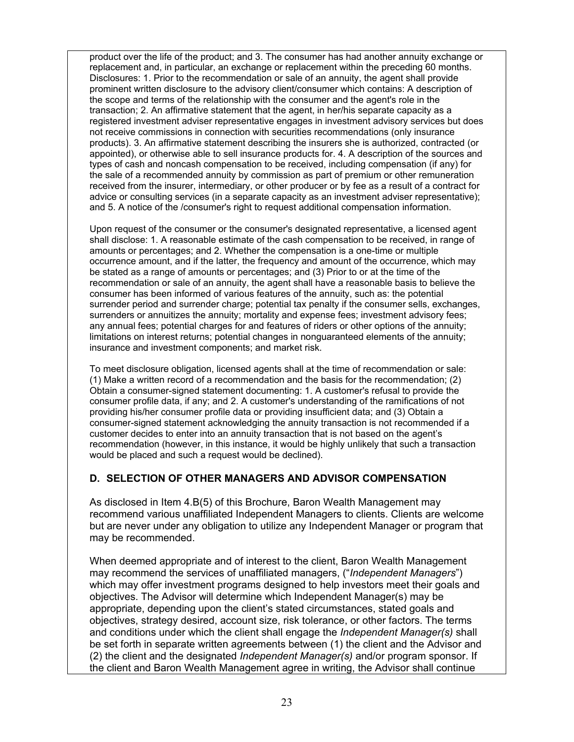product over the life of the product; and 3. The consumer has had another annuity exchange or replacement and, in particular, an exchange or replacement within the preceding 60 months. Disclosures: 1. Prior to the recommendation or sale of an annuity, the agent shall provide prominent written disclosure to the advisory client/consumer which contains: A description of the scope and terms of the relationship with the consumer and the agent's role in the transaction; 2. An affirmative statement that the agent, in her/his separate capacity as a registered investment adviser representative engages in investment advisory services but does not receive commissions in connection with securities recommendations (only insurance products). 3. An affirmative statement describing the insurers she is authorized, contracted (or appointed), or otherwise able to sell insurance products for. 4. A description of the sources and types of cash and noncash compensation to be received, including compensation (if any) for the sale of a recommended annuity by commission as part of premium or other remuneration received from the insurer, intermediary, or other producer or by fee as a result of a contract for advice or consulting services (in a separate capacity as an investment adviser representative); and 5. A notice of the /consumer's right to request additional compensation information.

Upon request of the consumer or the consumer's designated representative, a licensed agent shall disclose: 1. A reasonable estimate of the cash compensation to be received, in range of amounts or percentages; and 2. Whether the compensation is a one-time or multiple occurrence amount, and if the latter, the frequency and amount of the occurrence, which may be stated as a range of amounts or percentages; and (3) Prior to or at the time of the recommendation or sale of an annuity, the agent shall have a reasonable basis to believe the consumer has been informed of various features of the annuity, such as: the potential surrender period and surrender charge; potential tax penalty if the consumer sells, exchanges, surrenders or annuitizes the annuity; mortality and expense fees; investment advisory fees; any annual fees; potential charges for and features of riders or other options of the annuity; limitations on interest returns; potential changes in nonguaranteed elements of the annuity; insurance and investment components; and market risk.

To meet disclosure obligation, licensed agents shall at the time of recommendation or sale: (1) Make a written record of a recommendation and the basis for the recommendation; (2) Obtain a consumer-signed statement documenting: 1. A customer's refusal to provide the consumer profile data, if any; and 2. A customer's understanding of the ramifications of not providing his/her consumer profile data or providing insufficient data; and (3) Obtain a consumer-signed statement acknowledging the annuity transaction is not recommended if a customer decides to enter into an annuity transaction that is not based on the agent's recommendation (however, in this instance, it would be highly unlikely that such a transaction would be placed and such a request would be declined).

## D. SELECTION OF OTHER MANAGERS AND ADVISOR COMPENSATION

As disclosed in Item 4.B(5) of this Brochure, Baron Wealth Management may recommend various unaffiliated Independent Managers to clients. Clients are welcome but are never under any obligation to utilize any Independent Manager or program that may be recommended.

When deemed appropriate and of interest to the client, Baron Wealth Management may recommend the services of unaffiliated managers, ("*Independent Managers*") which may offer investment programs designed to help investors meet their goals and objectives. The Advisor will determine which Independent Manager(s) may be appropriate, depending upon the client's stated circumstances, stated goals and objectives, strategy desired, account size, risk tolerance, or other factors. The terms and conditions under which the client shall engage the *Independent Manager(s)* shall be set forth in separate written agreements between (1) the client and the Advisor and (2) the client and the designated *Independent Manager(s)* and/or program sponsor. If the client and Baron Wealth Management agree in writing, the Advisor shall continue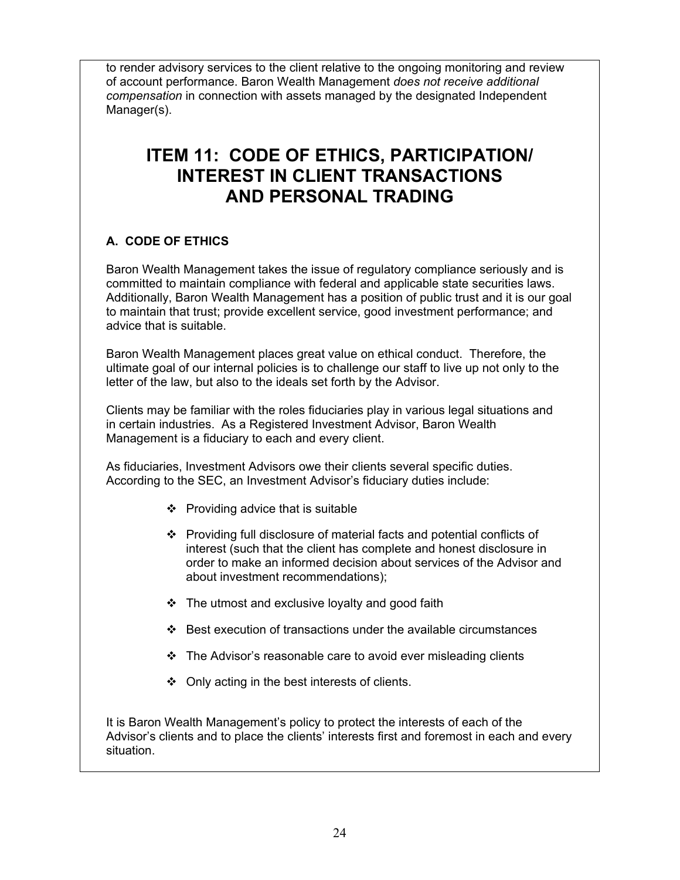to render advisory services to the client relative to the ongoing monitoring and review of account performance. Baron Wealth Management *does not receive additional compensation* in connection with assets managed by the designated Independent Manager(s).

# ITEM 11: CODE OF ETHICS, PARTICIPATION/ INTEREST IN CLIENT TRANSACTIONS AND PERSONAL TRADING

### A. CODE OF ETHICS

Baron Wealth Management takes the issue of regulatory compliance seriously and is committed to maintain compliance with federal and applicable state securities laws. Additionally, Baron Wealth Management has a position of public trust and it is our goal to maintain that trust; provide excellent service, good investment performance; and advice that is suitable.

Baron Wealth Management places great value on ethical conduct. Therefore, the ultimate goal of our internal policies is to challenge our staff to live up not only to the letter of the law, but also to the ideals set forth by the Advisor.

Clients may be familiar with the roles fiduciaries play in various legal situations and in certain industries. As a Registered Investment Advisor, Baron Wealth Management is a fiduciary to each and every client.

As fiduciaries, Investment Advisors owe their clients several specific duties. According to the SEC, an Investment Advisor's fiduciary duties include:

- Providing advice that is suitable
- Providing full disclosure of material facts and potential conflicts of interest (such that the client has complete and honest disclosure in order to make an informed decision about services of the Advisor and about investment recommendations);
- The utmost and exclusive loyalty and good faith
- Best execution of transactions under the available circumstances
- The Advisor's reasonable care to avoid ever misleading clients
- Only acting in the best interests of clients.

It is Baron Wealth Management's policy to protect the interests of each of the Advisor's clients and to place the clients' interests first and foremost in each and every situation.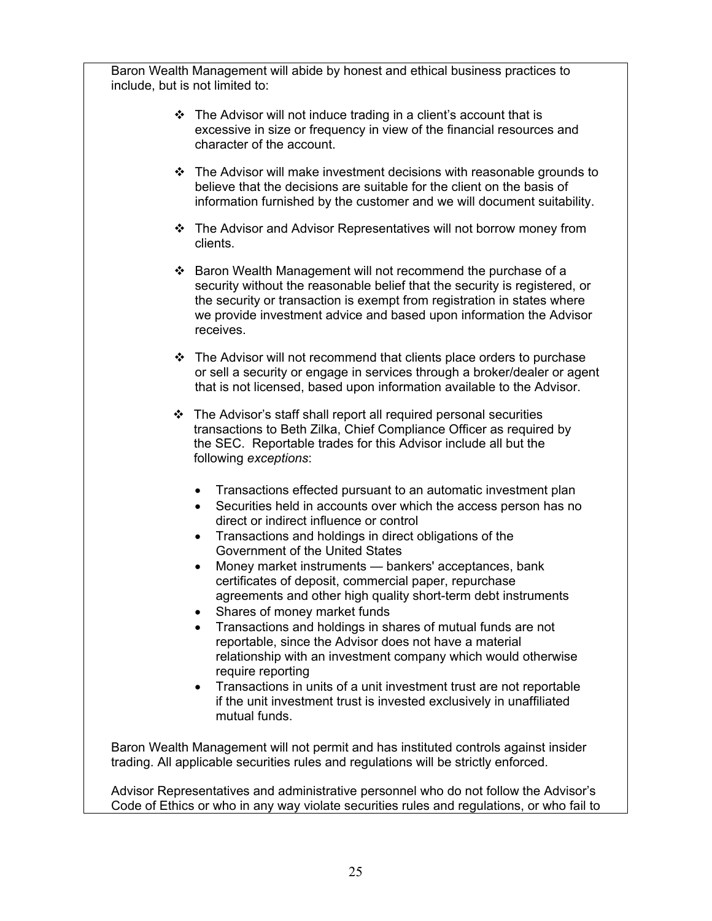Baron Wealth Management will abide by honest and ethical business practices to include, but is not limited to:

- The Advisor will not induce trading in a client's account that is excessive in size or frequency in view of the financial resources and character of the account.

- The Advisor will make investment decisions with reasonable grounds to believe that the decisions are suitable for the client on the basis of information furnished by the customer and we will document suitability.

- The Advisor and Advisor Representatives will not borrow money from clients.

- Baron Wealth Management will not recommend the purchase of a security without the reasonable belief that the security is registered, or the security or transaction is exempt from registration in states where we provide investment advice and based upon information the Advisor receives.

- The Advisor will not recommend that clients place orders to purchase or sell a security or engage in services through a broker/dealer or agent that is not licensed, based upon information available to the Advisor.

- The Advisor's staff shall report all required personal securities transactions to Beth Zilka, Chief Compliance Officer as required by the SEC. Reportable trades for this Advisor include all but the following *exceptions*:

  - Transactions effected pursuant to an automatic investment plan
  - Securities held in accounts over which the access person has no direct or indirect influence or control
  - Transactions and holdings in direct obligations of the Government of the United States
  - Money market instruments — bankers' acceptances, bank certificates of deposit, commercial paper, repurchase agreements and other high quality short-term debt instruments
  - Shares of money market funds
  - Transactions and holdings in shares of mutual funds are not reportable, since the Advisor does not have a material relationship with an investment company which would otherwise require reporting
  - Transactions in units of a unit investment trust are not reportable if the unit investment trust is invested exclusively in unaffiliated mutual funds.

Baron Wealth Management will not permit and has instituted controls against insider trading. All applicable securities rules and regulations will be strictly enforced.

Advisor Representatives and administrative personnel who do not follow the Advisor's Code of Ethics or who in any way violate securities rules and regulations, or who fail to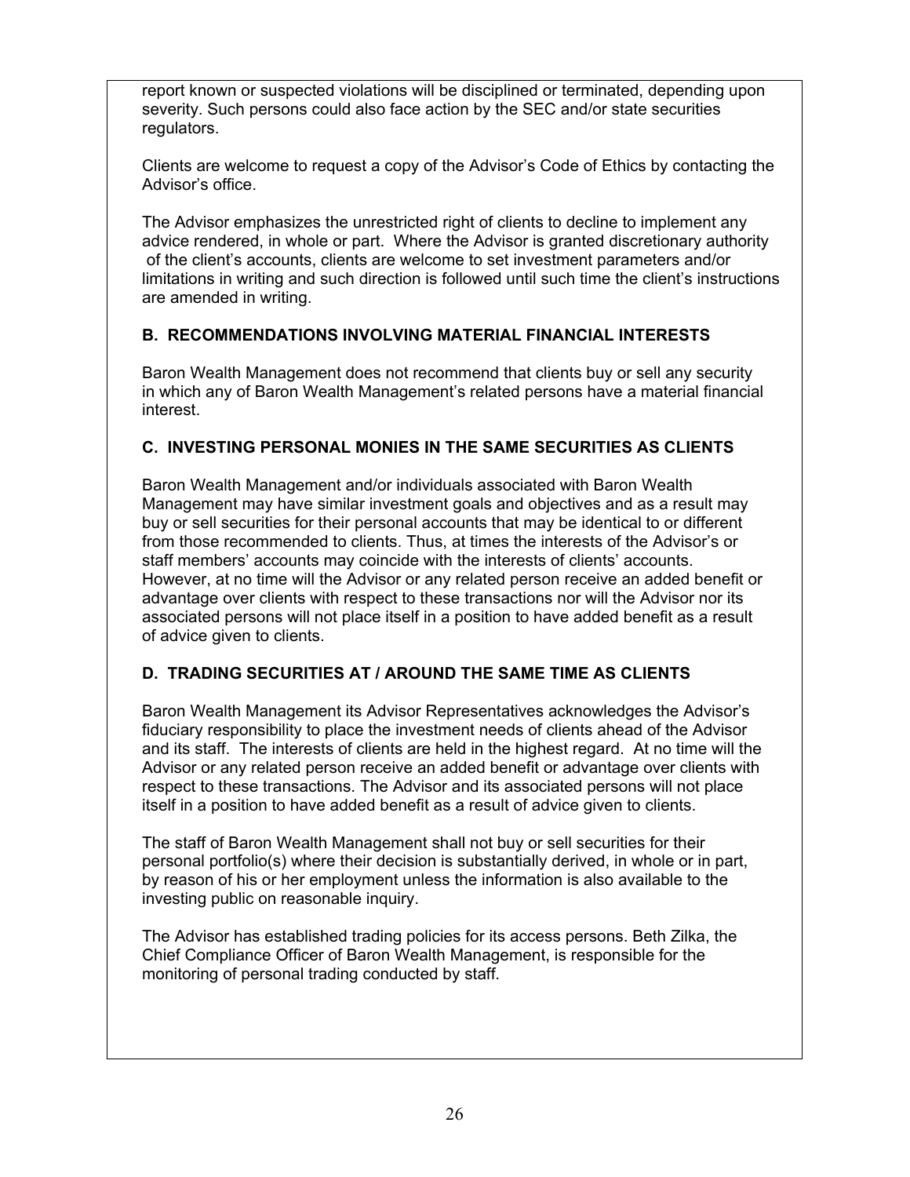report known or suspected violations will be disciplined or terminated, depending upon severity. Such persons could also face action by the SEC and/or state securities regulators.

Clients are welcome to request a copy of the Advisor's Code of Ethics by contacting the Advisor's office.

The Advisor emphasizes the unrestricted right of clients to decline to implement any advice rendered, in whole or part. Where the Advisor is granted discretionary authority of the client's accounts, clients are welcome to set investment parameters and/or limitations in writing and such direction is followed until such time the client's instructions are amended in writing.

### B. RECOMMENDATIONS INVOLVING MATERIAL FINANCIAL INTERESTS

Baron Wealth Management does not recommend that clients buy or sell any security in which any of Baron Wealth Management's related persons have a material financial interest.

### C. INVESTING PERSONAL MONIES IN THE SAME SECURITIES AS CLIENTS

Baron Wealth Management and/or individuals associated with Baron Wealth Management may have similar investment goals and objectives and as a result may buy or sell securities for their personal accounts that may be identical to or different from those recommended to clients. Thus, at times the interests of the Advisor's or staff members' accounts may coincide with the interests of clients' accounts. However, at no time will the Advisor or any related person receive an added benefit or advantage over clients with respect to these transactions nor will the Advisor nor its associated persons will not place itself in a position to have added benefit as a result of advice given to clients.

### D. TRADING SECURITIES AT / AROUND THE SAME TIME AS CLIENTS

Baron Wealth Management its Advisor Representatives acknowledges the Advisor's fiduciary responsibility to place the investment needs of clients ahead of the Advisor and its staff. The interests of clients are held in the highest regard. At no time will the Advisor or any related person receive an added benefit or advantage over clients with respect to these transactions. The Advisor and its associated persons will not place itself in a position to have added benefit as a result of advice given to clients.

The staff of Baron Wealth Management shall not buy or sell securities for their personal portfolio(s) where their decision is substantially derived, in whole or in part, by reason of his or her employment unless the information is also available to the investing public on reasonable inquiry.

The Advisor has established trading policies for its access persons. Beth Zilka, the Chief Compliance Officer of Baron Wealth Management, is responsible for the monitoring of personal trading conducted by staff.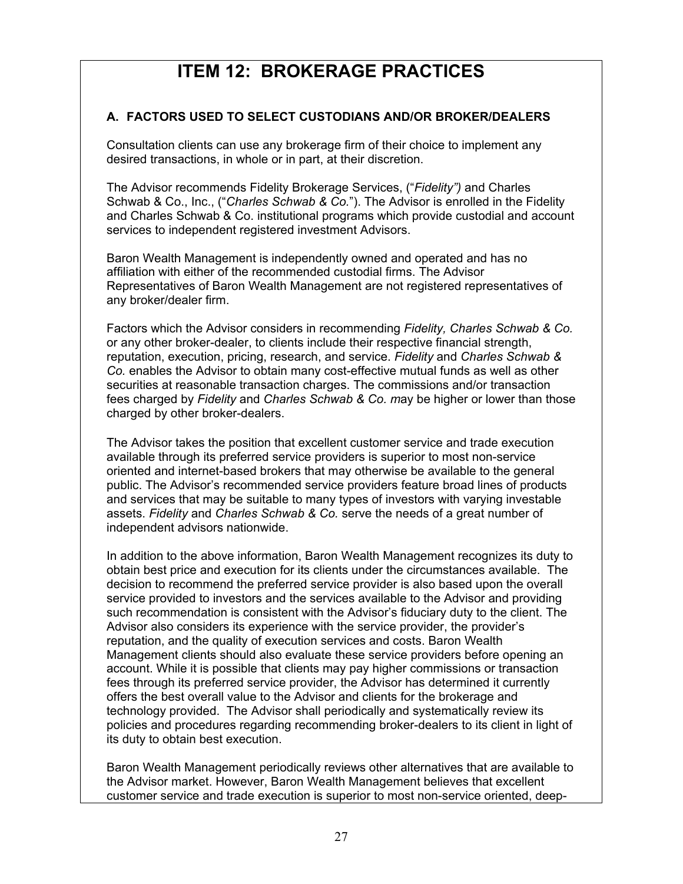# ITEM 12: BROKERAGE PRACTICES

### A. FACTORS USED TO SELECT CUSTODIANS AND/OR BROKER/DEALERS

Consultation clients can use any brokerage firm of their choice to implement any desired transactions, in whole or in part, at their discretion.

The Advisor recommends Fidelity Brokerage Services, ("*Fidelity")* and Charles Schwab & Co., Inc., ("*Charles Schwab & Co.*"). The Advisor is enrolled in the Fidelity and Charles Schwab & Co. institutional programs which provide custodial and account services to independent registered investment Advisors.

Baron Wealth Management is independently owned and operated and has no affiliation with either of the recommended custodial firms. The Advisor Representatives of Baron Wealth Management are not registered representatives of any broker/dealer firm.

Factors which the Advisor considers in recommending *Fidelity, Charles Schwab & Co.* or any other broker-dealer, to clients include their respective financial strength, reputation, execution, pricing, research, and service. *Fidelity* and *Charles Schwab & Co.* enables the Advisor to obtain many cost-effective mutual funds as well as other securities at reasonable transaction charges. The commissions and/or transaction fees charged by *Fidelity* and *Charles Schwab & Co. m*ay be higher or lower than those charged by other broker-dealers.

The Advisor takes the position that excellent customer service and trade execution available through its preferred service providers is superior to most non-service oriented and internet-based brokers that may otherwise be available to the general public. The Advisor's recommended service providers feature broad lines of products and services that may be suitable to many types of investors with varying investable assets. *Fidelity* and *Charles Schwab & Co.* serve the needs of a great number of independent advisors nationwide.

In addition to the above information, Baron Wealth Management recognizes its duty to obtain best price and execution for its clients under the circumstances available. The decision to recommend the preferred service provider is also based upon the overall service provided to investors and the services available to the Advisor and providing such recommendation is consistent with the Advisor's fiduciary duty to the client. The Advisor also considers its experience with the service provider, the provider's reputation, and the quality of execution services and costs. Baron Wealth Management clients should also evaluate these service providers before opening an account. While it is possible that clients may pay higher commissions or transaction fees through its preferred service provider, the Advisor has determined it currently offers the best overall value to the Advisor and clients for the brokerage and technology provided. The Advisor shall periodically and systematically review its policies and procedures regarding recommending broker-dealers to its client in light of its duty to obtain best execution.

Baron Wealth Management periodically reviews other alternatives that are available to the Advisor market. However, Baron Wealth Management believes that excellent customer service and trade execution is superior to most non-service oriented, deep-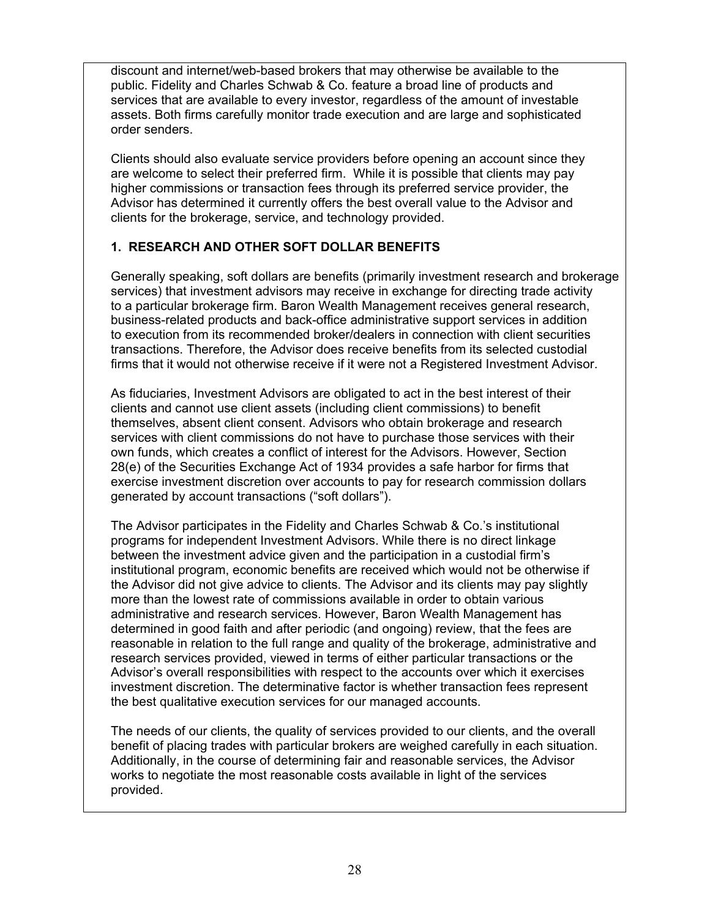discount and internet/web-based brokers that may otherwise be available to the public. Fidelity and Charles Schwab & Co. feature a broad line of products and services that are available to every investor, regardless of the amount of investable assets. Both firms carefully monitor trade execution and are large and sophisticated order senders.

Clients should also evaluate service providers before opening an account since they are welcome to select their preferred firm. While it is possible that clients may pay higher commissions or transaction fees through its preferred service provider, the Advisor has determined it currently offers the best overall value to the Advisor and clients for the brokerage, service, and technology provided.

### 1. RESEARCH AND OTHER SOFT DOLLAR BENEFITS

Generally speaking, soft dollars are benefits (primarily investment research and brokerage services) that investment advisors may receive in exchange for directing trade activity to a particular brokerage firm. Baron Wealth Management receives general research, business-related products and back-office administrative support services in addition to execution from its recommended broker/dealers in connection with client securities transactions. Therefore, the Advisor does receive benefits from its selected custodial firms that it would not otherwise receive if it were not a Registered Investment Advisor.

As fiduciaries, Investment Advisors are obligated to act in the best interest of their clients and cannot use client assets (including client commissions) to benefit themselves, absent client consent. Advisors who obtain brokerage and research services with client commissions do not have to purchase those services with their own funds, which creates a conflict of interest for the Advisors. However, Section 28(e) of the Securities Exchange Act of 1934 provides a safe harbor for firms that exercise investment discretion over accounts to pay for research commission dollars generated by account transactions ("soft dollars").

The Advisor participates in the Fidelity and Charles Schwab & Co.'s institutional programs for independent Investment Advisors. While there is no direct linkage between the investment advice given and the participation in a custodial firm's institutional program, economic benefits are received which would not be otherwise if the Advisor did not give advice to clients. The Advisor and its clients may pay slightly more than the lowest rate of commissions available in order to obtain various administrative and research services. However, Baron Wealth Management has determined in good faith and after periodic (and ongoing) review, that the fees are reasonable in relation to the full range and quality of the brokerage, administrative and research services provided, viewed in terms of either particular transactions or the Advisor's overall responsibilities with respect to the accounts over which it exercises investment discretion. The determinative factor is whether transaction fees represent the best qualitative execution services for our managed accounts.

The needs of our clients, the quality of services provided to our clients, and the overall benefit of placing trades with particular brokers are weighed carefully in each situation. Additionally, in the course of determining fair and reasonable services, the Advisor works to negotiate the most reasonable costs available in light of the services provided.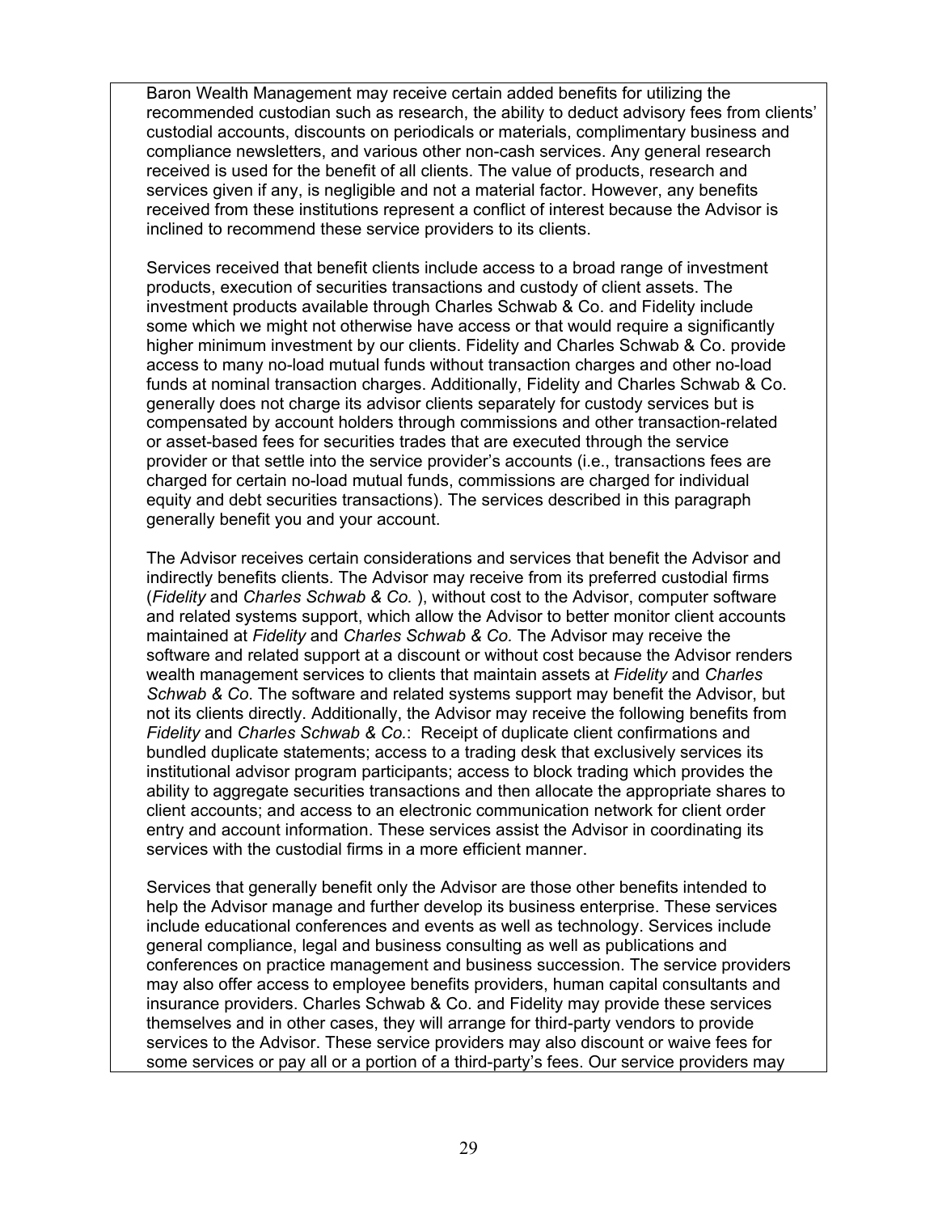Baron Wealth Management may receive certain added benefits for utilizing the recommended custodian such as research, the ability to deduct advisory fees from clients' custodial accounts, discounts on periodicals or materials, complimentary business and compliance newsletters, and various other non-cash services. Any general research received is used for the benefit of all clients. The value of products, research and services given if any, is negligible and not a material factor. However, any benefits received from these institutions represent a conflict of interest because the Advisor is inclined to recommend these service providers to its clients.

Services received that benefit clients include access to a broad range of investment products, execution of securities transactions and custody of client assets. The investment products available through Charles Schwab & Co. and Fidelity include some which we might not otherwise have access or that would require a significantly higher minimum investment by our clients. Fidelity and Charles Schwab & Co. provide access to many no-load mutual funds without transaction charges and other no-load funds at nominal transaction charges. Additionally, Fidelity and Charles Schwab & Co. generally does not charge its advisor clients separately for custody services but is compensated by account holders through commissions and other transaction-related or asset-based fees for securities trades that are executed through the service provider or that settle into the service provider's accounts (i.e., transactions fees are charged for certain no-load mutual funds, commissions are charged for individual equity and debt securities transactions). The services described in this paragraph generally benefit you and your account.

The Advisor receives certain considerations and services that benefit the Advisor and indirectly benefits clients. The Advisor may receive from its preferred custodial firms (*Fidelity* and *Charles Schwab & Co.* ), without cost to the Advisor, computer software and related systems support, which allow the Advisor to better monitor client accounts maintained at *Fidelity* and *Charles Schwab & Co.* The Advisor may receive the software and related support at a discount or without cost because the Advisor renders wealth management services to clients that maintain assets at *Fidelity* and *Charles Schwab & Co*. The software and related systems support may benefit the Advisor, but not its clients directly. Additionally, the Advisor may receive the following benefits from *Fidelity* and *Charles Schwab & Co.*: Receipt of duplicate client confirmations and bundled duplicate statements; access to a trading desk that exclusively services its institutional advisor program participants; access to block trading which provides the ability to aggregate securities transactions and then allocate the appropriate shares to client accounts; and access to an electronic communication network for client order entry and account information. These services assist the Advisor in coordinating its services with the custodial firms in a more efficient manner.

Services that generally benefit only the Advisor are those other benefits intended to help the Advisor manage and further develop its business enterprise. These services include educational conferences and events as well as technology. Services include general compliance, legal and business consulting as well as publications and conferences on practice management and business succession. The service providers may also offer access to employee benefits providers, human capital consultants and insurance providers. Charles Schwab & Co. and Fidelity may provide these services themselves and in other cases, they will arrange for third-party vendors to provide services to the Advisor. These service providers may also discount or waive fees for some services or pay all or a portion of a third-party's fees. Our service providers may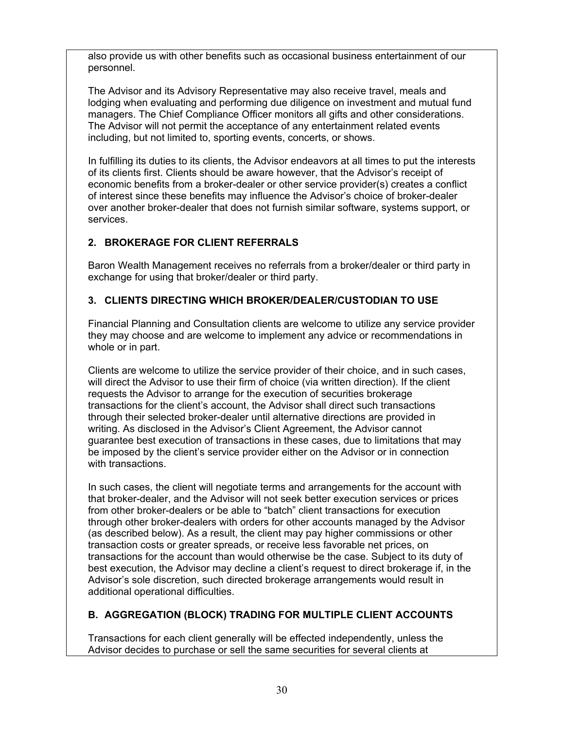also provide us with other benefits such as occasional business entertainment of our personnel.

The Advisor and its Advisory Representative may also receive travel, meals and lodging when evaluating and performing due diligence on investment and mutual fund managers. The Chief Compliance Officer monitors all gifts and other considerations. The Advisor will not permit the acceptance of any entertainment related events including, but not limited to, sporting events, concerts, or shows.

In fulfilling its duties to its clients, the Advisor endeavors at all times to put the interests of its clients first. Clients should be aware however, that the Advisor's receipt of economic benefits from a broker-dealer or other service provider(s) creates a conflict of interest since these benefits may influence the Advisor's choice of broker-dealer over another broker-dealer that does not furnish similar software, systems support, or services.

### 2. BROKERAGE FOR CLIENT REFERRALS

Baron Wealth Management receives no referrals from a broker/dealer or third party in exchange for using that broker/dealer or third party.

### 3. CLIENTS DIRECTING WHICH BROKER/DEALER/CUSTODIAN TO USE

Financial Planning and Consultation clients are welcome to utilize any service provider they may choose and are welcome to implement any advice or recommendations in whole or in part.

Clients are welcome to utilize the service provider of their choice, and in such cases, will direct the Advisor to use their firm of choice (via written direction). If the client requests the Advisor to arrange for the execution of securities brokerage transactions for the client's account, the Advisor shall direct such transactions through their selected broker-dealer until alternative directions are provided in writing. As disclosed in the Advisor's Client Agreement, the Advisor cannot guarantee best execution of transactions in these cases, due to limitations that may be imposed by the client's service provider either on the Advisor or in connection with transactions.

In such cases, the client will negotiate terms and arrangements for the account with that broker-dealer, and the Advisor will not seek better execution services or prices from other broker-dealers or be able to "batch" client transactions for execution through other broker-dealers with orders for other accounts managed by the Advisor (as described below). As a result, the client may pay higher commissions or other transaction costs or greater spreads, or receive less favorable net prices, on transactions for the account than would otherwise be the case. Subject to its duty of best execution, the Advisor may decline a client's request to direct brokerage if, in the Advisor's sole discretion, such directed brokerage arrangements would result in additional operational difficulties.

## B. AGGREGATION (BLOCK) TRADING FOR MULTIPLE CLIENT ACCOUNTS

Transactions for each client generally will be effected independently, unless the Advisor decides to purchase or sell the same securities for several clients at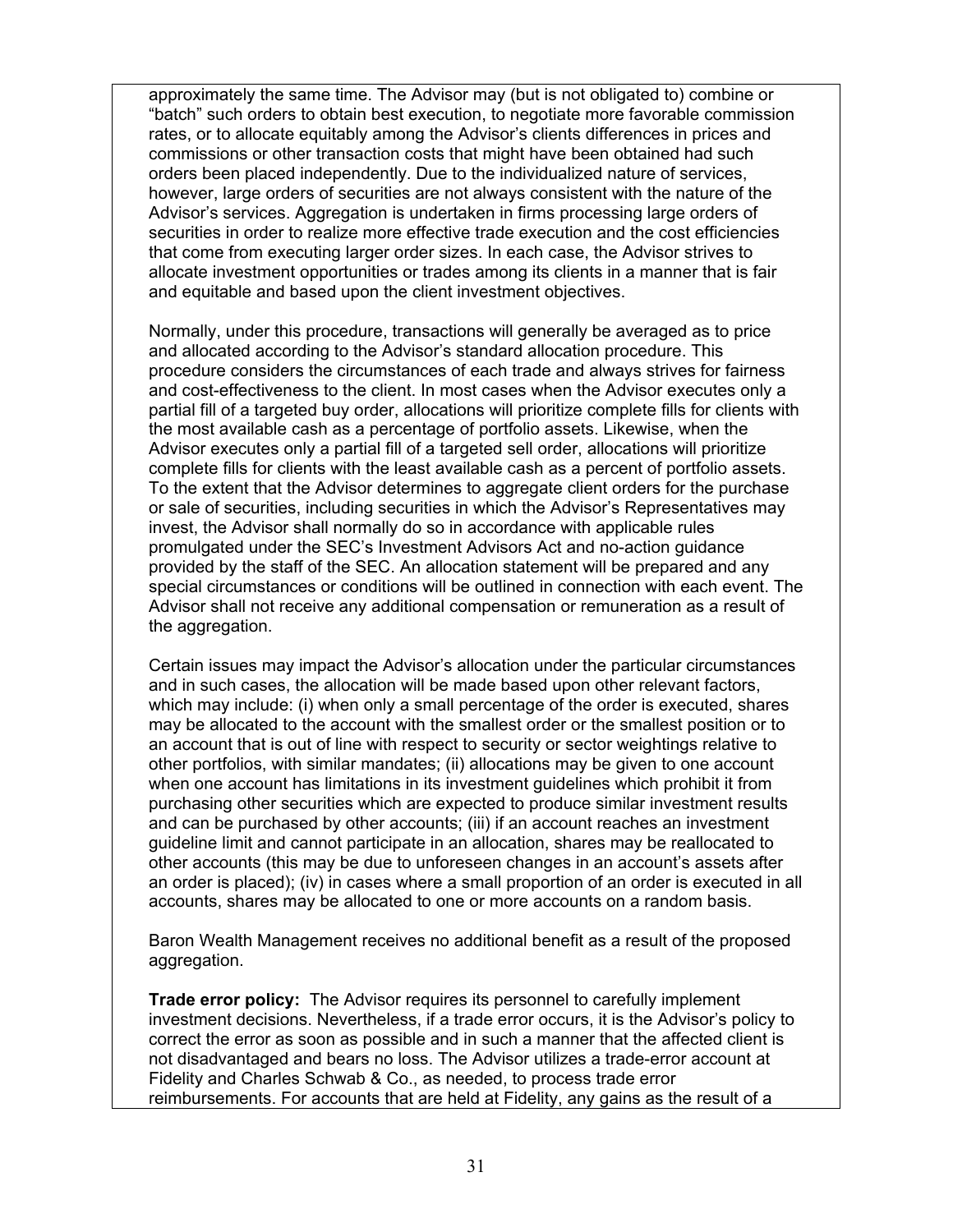approximately the same time. The Advisor may (but is not obligated to) combine or "batch" such orders to obtain best execution, to negotiate more favorable commission rates, or to allocate equitably among the Advisor's clients differences in prices and commissions or other transaction costs that might have been obtained had such orders been placed independently. Due to the individualized nature of services, however, large orders of securities are not always consistent with the nature of the Advisor's services. Aggregation is undertaken in firms processing large orders of securities in order to realize more effective trade execution and the cost efficiencies that come from executing larger order sizes. In each case, the Advisor strives to allocate investment opportunities or trades among its clients in a manner that is fair and equitable and based upon the client investment objectives.

Normally, under this procedure, transactions will generally be averaged as to price and allocated according to the Advisor's standard allocation procedure. This procedure considers the circumstances of each trade and always strives for fairness and cost-effectiveness to the client. In most cases when the Advisor executes only a partial fill of a targeted buy order, allocations will prioritize complete fills for clients with the most available cash as a percentage of portfolio assets. Likewise, when the Advisor executes only a partial fill of a targeted sell order, allocations will prioritize complete fills for clients with the least available cash as a percent of portfolio assets. To the extent that the Advisor determines to aggregate client orders for the purchase or sale of securities, including securities in which the Advisor's Representatives may invest, the Advisor shall normally do so in accordance with applicable rules promulgated under the SEC's Investment Advisors Act and no-action guidance provided by the staff of the SEC. An allocation statement will be prepared and any special circumstances or conditions will be outlined in connection with each event. The Advisor shall not receive any additional compensation or remuneration as a result of the aggregation.

Certain issues may impact the Advisor's allocation under the particular circumstances and in such cases, the allocation will be made based upon other relevant factors, which may include: (i) when only a small percentage of the order is executed, shares may be allocated to the account with the smallest order or the smallest position or to an account that is out of line with respect to security or sector weightings relative to other portfolios, with similar mandates; (ii) allocations may be given to one account when one account has limitations in its investment guidelines which prohibit it from purchasing other securities which are expected to produce similar investment results and can be purchased by other accounts; (iii) if an account reaches an investment guideline limit and cannot participate in an allocation, shares may be reallocated to other accounts (this may be due to unforeseen changes in an account's assets after an order is placed); (iv) in cases where a small proportion of an order is executed in all accounts, shares may be allocated to one or more accounts on a random basis.

Baron Wealth Management receives no additional benefit as a result of the proposed aggregation.

**Trade error policy:** The Advisor requires its personnel to carefully implement investment decisions. Nevertheless, if a trade error occurs, it is the Advisor's policy to correct the error as soon as possible and in such a manner that the affected client is not disadvantaged and bears no loss. The Advisor utilizes a trade-error account at Fidelity and Charles Schwab & Co., as needed, to process trade error reimbursements. For accounts that are held at Fidelity, any gains as the result of a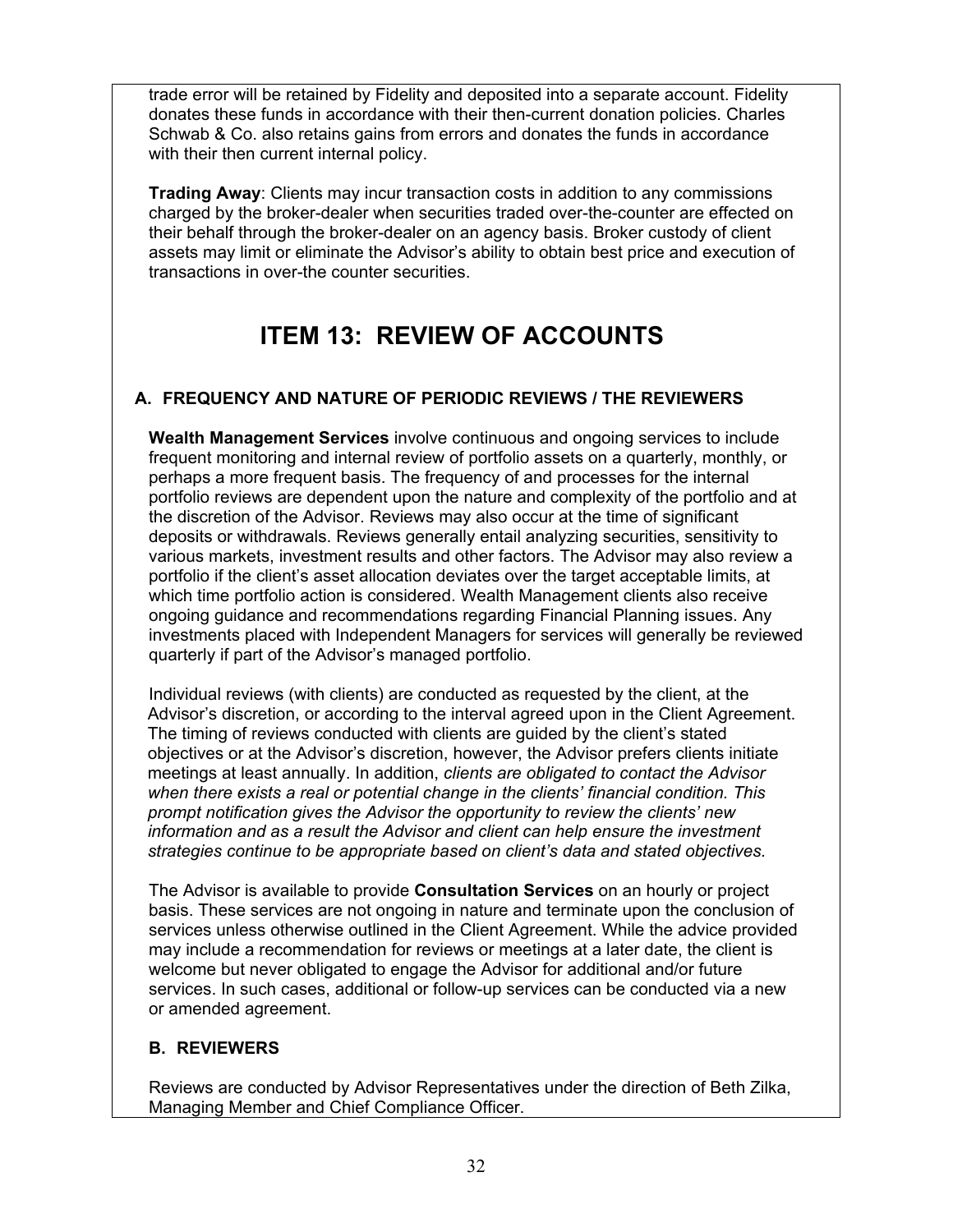trade error will be retained by Fidelity and deposited into a separate account. Fidelity donates these funds in accordance with their then-current donation policies. Charles Schwab & Co. also retains gains from errors and donates the funds in accordance with their then current internal policy.

**Trading Away**: Clients may incur transaction costs in addition to any commissions charged by the broker-dealer when securities traded over-the-counter are effected on their behalf through the broker-dealer on an agency basis. Broker custody of client assets may limit or eliminate the Advisor's ability to obtain best price and execution of transactions in over-the counter securities.

# ITEM 13: REVIEW OF ACCOUNTS

## A. FREQUENCY AND NATURE OF PERIODIC REVIEWS / THE REVIEWERS

**Wealth Management Services** involve continuous and ongoing services to include frequent monitoring and internal review of portfolio assets on a quarterly, monthly, or perhaps a more frequent basis. The frequency of and processes for the internal portfolio reviews are dependent upon the nature and complexity of the portfolio and at the discretion of the Advisor. Reviews may also occur at the time of significant deposits or withdrawals. Reviews generally entail analyzing securities, sensitivity to various markets, investment results and other factors. The Advisor may also review a portfolio if the client's asset allocation deviates over the target acceptable limits, at which time portfolio action is considered. Wealth Management clients also receive ongoing guidance and recommendations regarding Financial Planning issues. Any investments placed with Independent Managers for services will generally be reviewed quarterly if part of the Advisor's managed portfolio.

Individual reviews (with clients) are conducted as requested by the client, at the Advisor's discretion, or according to the interval agreed upon in the Client Agreement. The timing of reviews conducted with clients are guided by the client's stated objectives or at the Advisor's discretion, however, the Advisor prefers clients initiate meetings at least annually. In addition, *clients are obligated to contact the Advisor when there exists a real or potential change in the clients' financial condition. This prompt notification gives the Advisor the opportunity to review the clients' new information and as a result the Advisor and client can help ensure the investment strategies continue to be appropriate based on client's data and stated objectives.*

The Advisor is available to provide **Consultation Services** on an hourly or project basis. These services are not ongoing in nature and terminate upon the conclusion of services unless otherwise outlined in the Client Agreement. While the advice provided may include a recommendation for reviews or meetings at a later date, the client is welcome but never obligated to engage the Advisor for additional and/or future services. In such cases, additional or follow-up services can be conducted via a new or amended agreement.

## B. REVIEWERS

Reviews are conducted by Advisor Representatives under the direction of Beth Zilka, Managing Member and Chief Compliance Officer.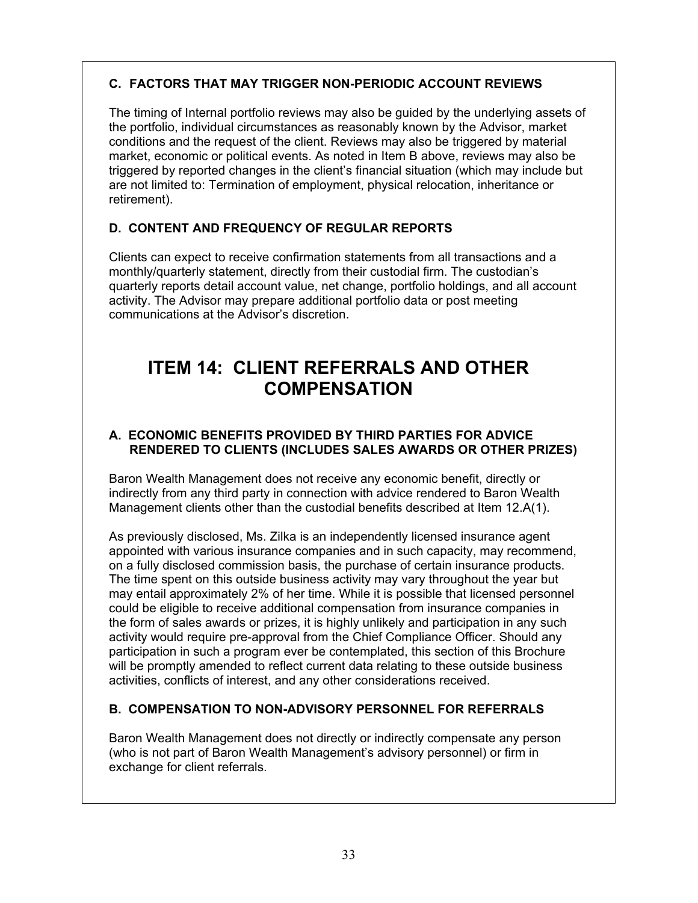### C. FACTORS THAT MAY TRIGGER NON-PERIODIC ACCOUNT REVIEWS

The timing of Internal portfolio reviews may also be guided by the underlying assets of the portfolio, individual circumstances as reasonably known by the Advisor, market conditions and the request of the client. Reviews may also be triggered by material market, economic or political events. As noted in Item B above, reviews may also be triggered by reported changes in the client's financial situation (which may include but are not limited to: Termination of employment, physical relocation, inheritance or retirement).

### D. CONTENT AND FREQUENCY OF REGULAR REPORTS

Clients can expect to receive confirmation statements from all transactions and a monthly/quarterly statement, directly from their custodial firm. The custodian's quarterly reports detail account value, net change, portfolio holdings, and all account activity. The Advisor may prepare additional portfolio data or post meeting communications at the Advisor's discretion.

# ITEM 14: CLIENT REFERRALS AND OTHER COMPENSATION

### A. ECONOMIC BENEFITS PROVIDED BY THIRD PARTIES FOR ADVICE RENDERED TO CLIENTS (INCLUDES SALES AWARDS OR OTHER PRIZES)

Baron Wealth Management does not receive any economic benefit, directly or indirectly from any third party in connection with advice rendered to Baron Wealth Management clients other than the custodial benefits described at Item 12.A(1).

As previously disclosed, Ms. Zilka is an independently licensed insurance agent appointed with various insurance companies and in such capacity, may recommend, on a fully disclosed commission basis, the purchase of certain insurance products. The time spent on this outside business activity may vary throughout the year but may entail approximately 2% of her time. While it is possible that licensed personnel could be eligible to receive additional compensation from insurance companies in the form of sales awards or prizes, it is highly unlikely and participation in any such activity would require pre-approval from the Chief Compliance Officer. Should any participation in such a program ever be contemplated, this section of this Brochure will be promptly amended to reflect current data relating to these outside business activities, conflicts of interest, and any other considerations received.

### B. COMPENSATION TO NON-ADVISORY PERSONNEL FOR REFERRALS

Baron Wealth Management does not directly or indirectly compensate any person (who is not part of Baron Wealth Management's advisory personnel) or firm in exchange for client referrals.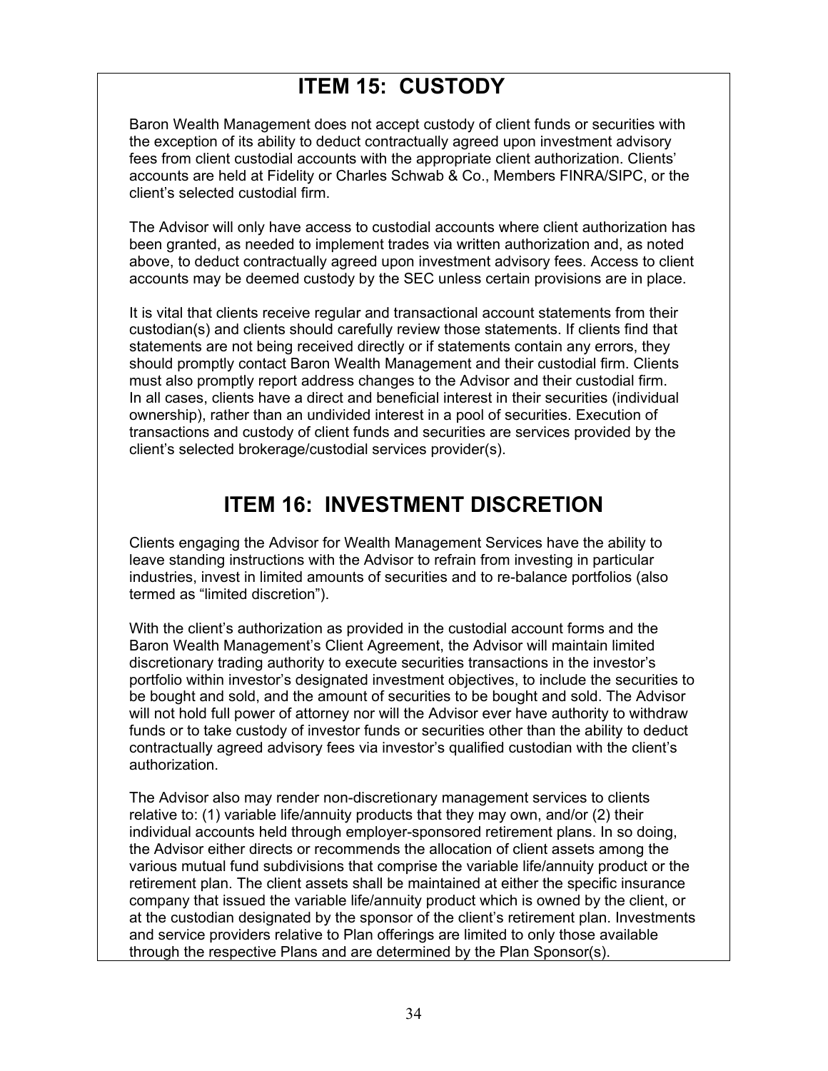# ITEM 15: CUSTODY

Baron Wealth Management does not accept custody of client funds or securities with the exception of its ability to deduct contractually agreed upon investment advisory fees from client custodial accounts with the appropriate client authorization. Clients' accounts are held at Fidelity or Charles Schwab & Co., Members FINRA/SIPC, or the client's selected custodial firm.

The Advisor will only have access to custodial accounts where client authorization has been granted, as needed to implement trades via written authorization and, as noted above, to deduct contractually agreed upon investment advisory fees. Access to client accounts may be deemed custody by the SEC unless certain provisions are in place.

It is vital that clients receive regular and transactional account statements from their custodian(s) and clients should carefully review those statements. If clients find that statements are not being received directly or if statements contain any errors, they should promptly contact Baron Wealth Management and their custodial firm. Clients must also promptly report address changes to the Advisor and their custodial firm. In all cases, clients have a direct and beneficial interest in their securities (individual ownership), rather than an undivided interest in a pool of securities. Execution of transactions and custody of client funds and securities are services provided by the client's selected brokerage/custodial services provider(s).

# ITEM 16: INVESTMENT DISCRETION

Clients engaging the Advisor for Wealth Management Services have the ability to leave standing instructions with the Advisor to refrain from investing in particular industries, invest in limited amounts of securities and to re-balance portfolios (also termed as "limited discretion").

With the client's authorization as provided in the custodial account forms and the Baron Wealth Management's Client Agreement, the Advisor will maintain limited discretionary trading authority to execute securities transactions in the investor's portfolio within investor's designated investment objectives, to include the securities to be bought and sold, and the amount of securities to be bought and sold. The Advisor will not hold full power of attorney nor will the Advisor ever have authority to withdraw funds or to take custody of investor funds or securities other than the ability to deduct contractually agreed advisory fees via investor's qualified custodian with the client's authorization.

The Advisor also may render non-discretionary management services to clients relative to: (1) variable life/annuity products that they may own, and/or (2) their individual accounts held through employer-sponsored retirement plans. In so doing, the Advisor either directs or recommends the allocation of client assets among the various mutual fund subdivisions that comprise the variable life/annuity product or the retirement plan. The client assets shall be maintained at either the specific insurance company that issued the variable life/annuity product which is owned by the client, or at the custodian designated by the sponsor of the client's retirement plan. Investments and service providers relative to Plan offerings are limited to only those available through the respective Plans and are determined by the Plan Sponsor(s).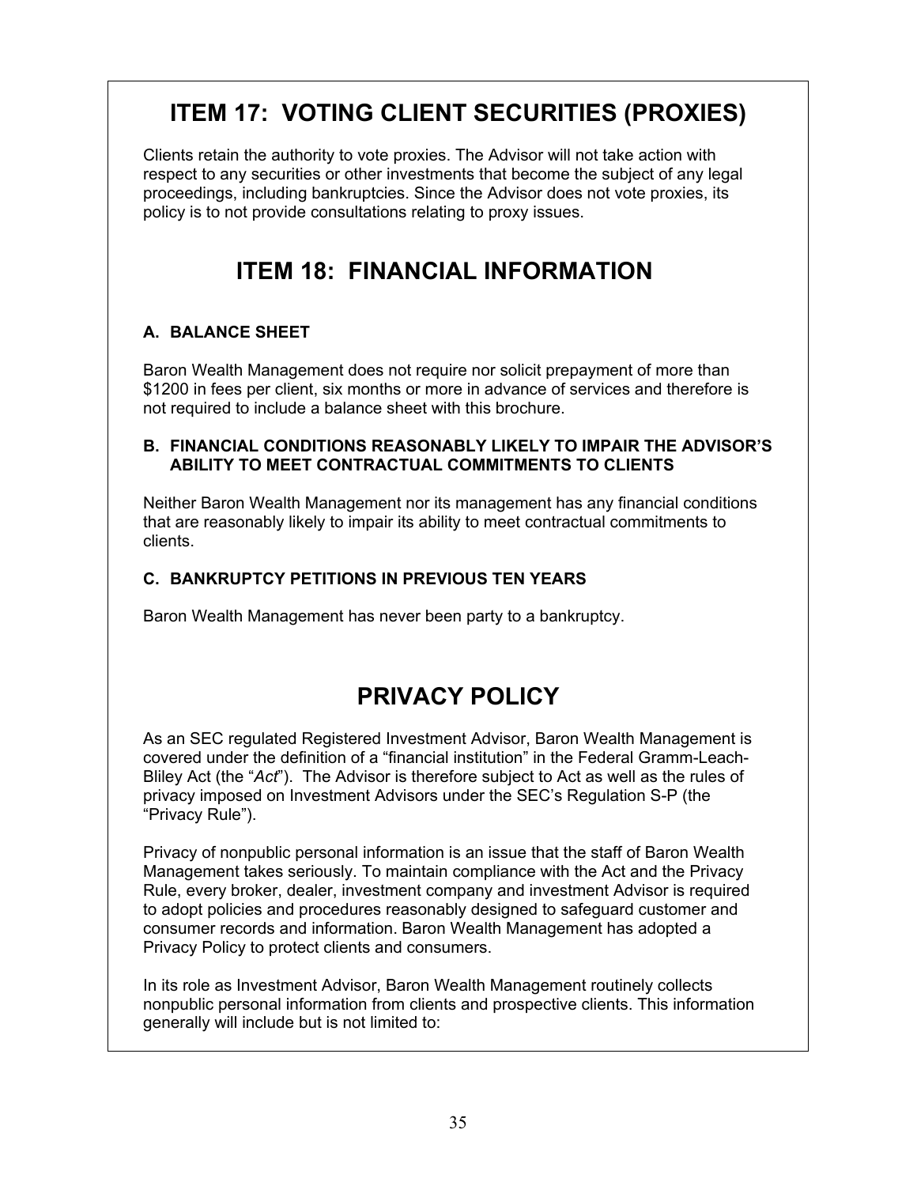# ITEM 17: VOTING CLIENT SECURITIES (PROXIES)

Clients retain the authority to vote proxies. The Advisor will not take action with respect to any securities or other investments that become the subject of any legal proceedings, including bankruptcies. Since the Advisor does not vote proxies, its policy is to not provide consultations relating to proxy issues.

# ITEM 18: FINANCIAL INFORMATION

### A. BALANCE SHEET

Baron Wealth Management does not require nor solicit prepayment of more than $1200 in fees per client, six months or more in advance of services and therefore is not required to include a balance sheet with this brochure.

### B. FINANCIAL CONDITIONS REASONABLY LIKELY TO IMPAIR THE ADVISOR'S ABILITY TO MEET CONTRACTUAL COMMITMENTS TO CLIENTS

Neither Baron Wealth Management nor its management has any financial conditions that are reasonably likely to impair its ability to meet contractual commitments to clients.

### C. BANKRUPTCY PETITIONS IN PREVIOUS TEN YEARS

Baron Wealth Management has never been party to a bankruptcy.

# PRIVACY POLICY

As an SEC regulated Registered Investment Advisor, Baron Wealth Management is covered under the definition of a "financial institution" in the Federal Gramm-Leach-Bliley Act (the "*Act*"). The Advisor is therefore subject to Act as well as the rules of privacy imposed on Investment Advisors under the SEC's Regulation S-P (the "Privacy Rule").

Privacy of nonpublic personal information is an issue that the staff of Baron Wealth Management takes seriously. To maintain compliance with the Act and the Privacy Rule, every broker, dealer, investment company and investment Advisor is required to adopt policies and procedures reasonably designed to safeguard customer and consumer records and information. Baron Wealth Management has adopted a Privacy Policy to protect clients and consumers.

In its role as Investment Advisor, Baron Wealth Management routinely collects nonpublic personal information from clients and prospective clients. This information generally will include but is not limited to: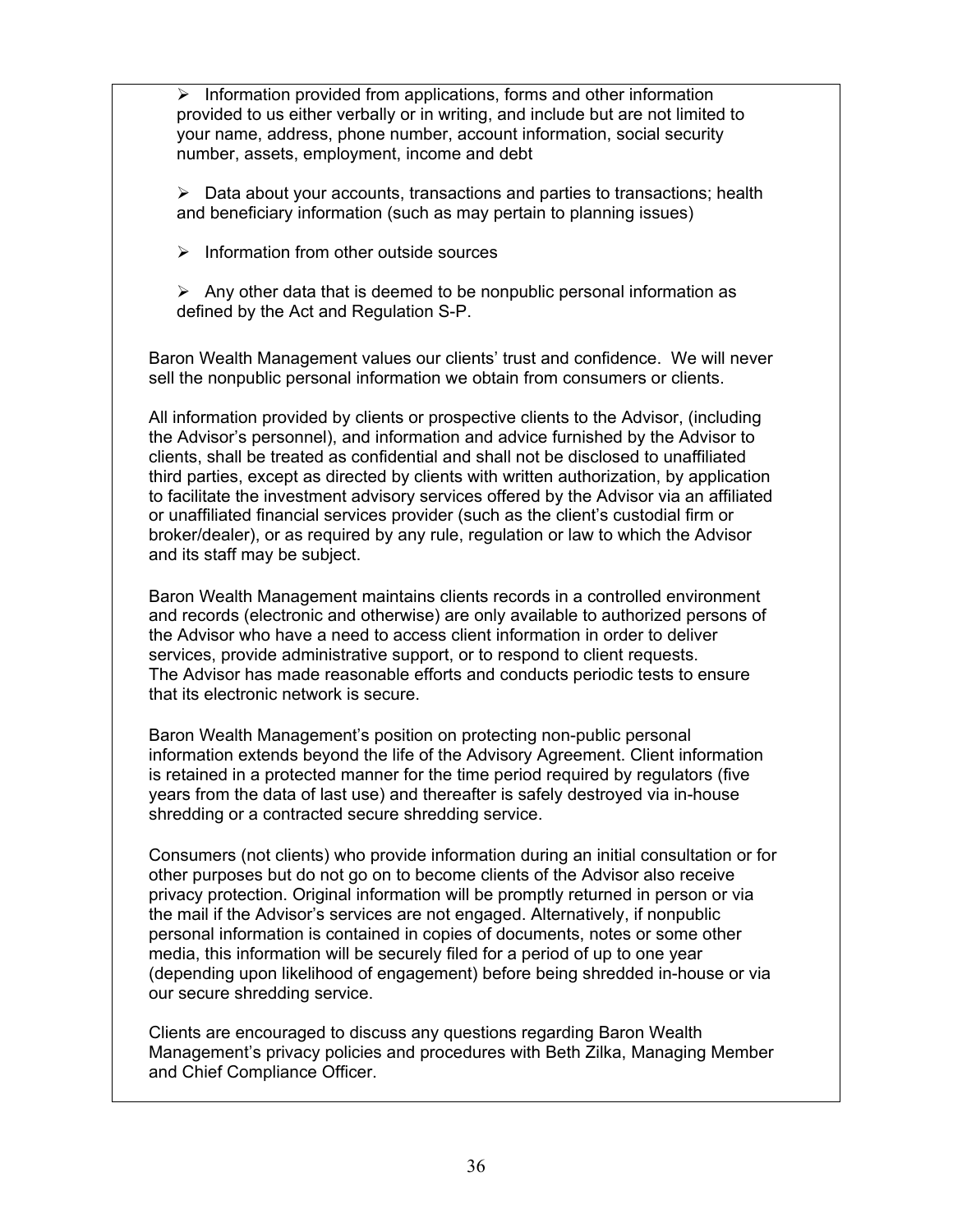- Information provided from applications, forms and other information provided to us either verbally or in writing, and include but are not limited to your name, address, phone number, account information, social security number, assets, employment, income and debt

- Data about your accounts, transactions and parties to transactions; health and beneficiary information (such as may pertain to planning issues)

- Information from other outside sources

- Any other data that is deemed to be nonpublic personal information as defined by the Act and Regulation S-P.

Baron Wealth Management values our clients' trust and confidence. We will never sell the nonpublic personal information we obtain from consumers or clients.

All information provided by clients or prospective clients to the Advisor, (including the Advisor's personnel), and information and advice furnished by the Advisor to clients, shall be treated as confidential and shall not be disclosed to unaffiliated third parties, except as directed by clients with written authorization, by application to facilitate the investment advisory services offered by the Advisor via an affiliated or unaffiliated financial services provider (such as the client's custodial firm or broker/dealer), or as required by any rule, regulation or law to which the Advisor and its staff may be subject.

Baron Wealth Management maintains clients records in a controlled environment and records (electronic and otherwise) are only available to authorized persons of the Advisor who have a need to access client information in order to deliver services, provide administrative support, or to respond to client requests. The Advisor has made reasonable efforts and conducts periodic tests to ensure that its electronic network is secure.

Baron Wealth Management's position on protecting non-public personal information extends beyond the life of the Advisory Agreement. Client information is retained in a protected manner for the time period required by regulators (five years from the data of last use) and thereafter is safely destroyed via in-house shredding or a contracted secure shredding service.

Consumers (not clients) who provide information during an initial consultation or for other purposes but do not go on to become clients of the Advisor also receive privacy protection. Original information will be promptly returned in person or via the mail if the Advisor's services are not engaged. Alternatively, if nonpublic personal information is contained in copies of documents, notes or some other media, this information will be securely filed for a period of up to one year (depending upon likelihood of engagement) before being shredded in-house or via our secure shredding service.

Clients are encouraged to discuss any questions regarding Baron Wealth Management's privacy policies and procedures with Beth Zilka, Managing Member and Chief Compliance Officer.